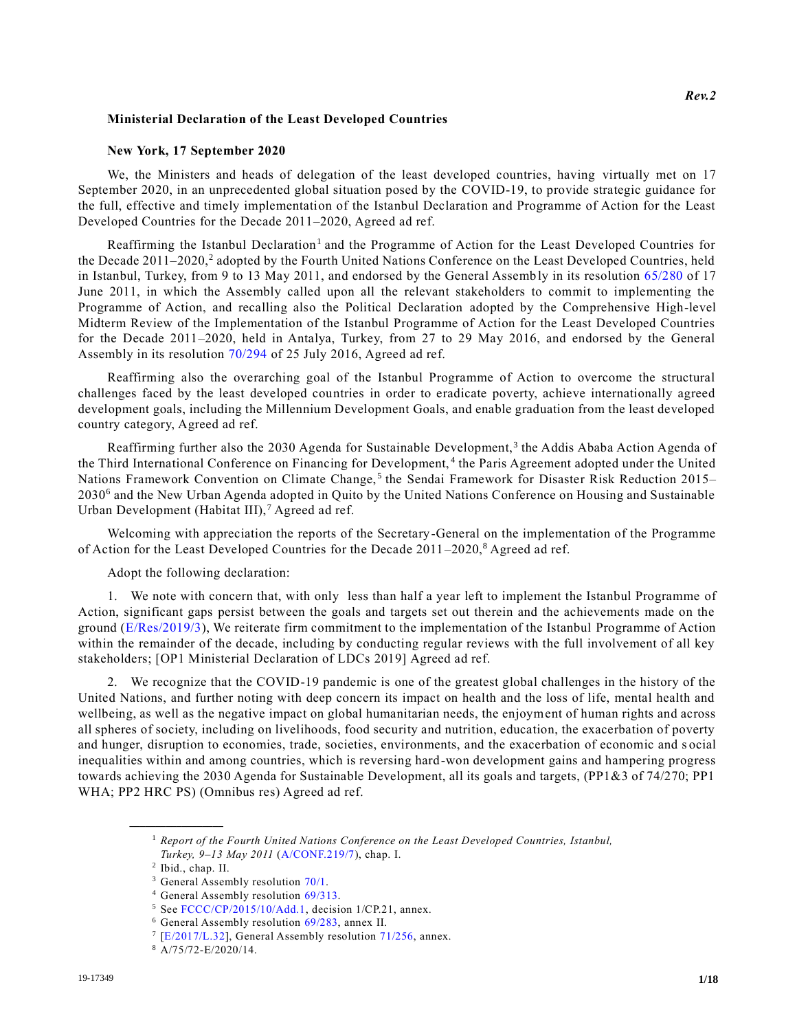*Rev.2*

**Ministerial Declaration of the Least Developed Countries**

**New York, 17 September 2020**

We, the Ministers and heads of delegation of the least developed countries, having virtually met on 17 September 2020, in an unprecedented global situation posed by the COVID-19, to provide strategic guidance for the full, effective and timely implementation of the Istanbul Declaration and Programme of Action for the Least Developed Countries for the Decade 2011–2020, Agreed ad ref.

Reaffirming the Istanbul Declaration[1] and the Programme of Action for the Least Developed Countries for the Decade 2011–2020,[2] adopted by the Fourth United Nations Conference on the Least Developed Countries, held in Istanbul, Turkey, from 9 to 13 May 2011, and endorsed by the General Assembly in its resolution 65/280 of 17 June 2011, in which the Assembly called upon all the relevant stakeholders to commit to implementing the Programme of Action, and recalling also the Political Declaration adopted by the Comprehensive High-level Midterm Review of the Implementation of the Istanbul Programme of Action for the Least Developed Countries for the Decade 2011–2020, held in Antalya, Turkey, from 27 to 29 May 2016, and endorsed by the General Assembly in its resolution 70/294 of 25 July 2016, Agreed ad ref.

Reaffirming also the overarching goal of the Istanbul Programme of Action to overcome the structural challenges faced by the least developed countries in order to eradicate poverty, achieve internationally agreed development goals, including the Millennium Development Goals, and enable graduation from the least developed country category, Agreed ad ref.

Reaffirming further also the 2030 Agenda for Sustainable Development,[3] the Addis Ababa Action Agenda of the Third International Conference on Financing for Development,[4] the Paris Agreement adopted under the United Nations Framework Convention on Climate Change,[5] the Sendai Framework for Disaster Risk Reduction 2015–2030[6] and the New Urban Agenda adopted in Quito by the United Nations Conference on Housing and Sustainable Urban Development (Habitat III),[7] Agreed ad ref.

Welcoming with appreciation the reports of the Secretary-General on the implementation of the Programme of Action for the Least Developed Countries for the Decade 2011–2020,[8] Agreed ad ref.

Adopt the following declaration:

1. We note with concern that, with only less than half a year left to implement the Istanbul Programme of Action, significant gaps persist between the goals and targets set out therein and the achievements made on the ground (E/Res/2019/3), We reiterate firm commitment to the implementation of the Istanbul Programme of Action within the remainder of the decade, including by conducting regular reviews with the full involvement of all key stakeholders; [OP1 Ministerial Declaration of LDCs 2019] Agreed ad ref.

2. We recognize that the COVID-19 pandemic is one of the greatest global challenges in the history of the United Nations, and further noting with deep concern its impact on health and the loss of life, mental health and wellbeing, as well as the negative impact on global humanitarian needs, the enjoyment of human rights and across all spheres of society, including on livelihoods, food security and nutrition, education, the exacerbation of poverty and hunger, disruption to economies, trade, societies, environments, and the exacerbation of economic and social inequalities within and among countries, which is reversing hard-won development gains and hampering progress towards achieving the 2030 Agenda for Sustainable Development, all its goals and targets, (PP1&3 of 74/270; PP1 WHA; PP2 HRC PS) (Omnibus res) Agreed ad ref.

---

[1] *Report of the Fourth United Nations Conference on the Least Developed Countries, Istanbul, Turkey, 9–13 May 2011* (A/CONF.219/7), chap. I.

[2] Ibid., chap. II.

[3] General Assembly resolution 70/1.

[4] General Assembly resolution 69/313.

[5] See FCCC/CP/2015/10/Add.1, decision 1/CP.21, annex.

[6] General Assembly resolution 69/283, annex II.

[7] [E/2017/L.32], General Assembly resolution 71/256, annex.

[8] A/75/72-E/2020/14.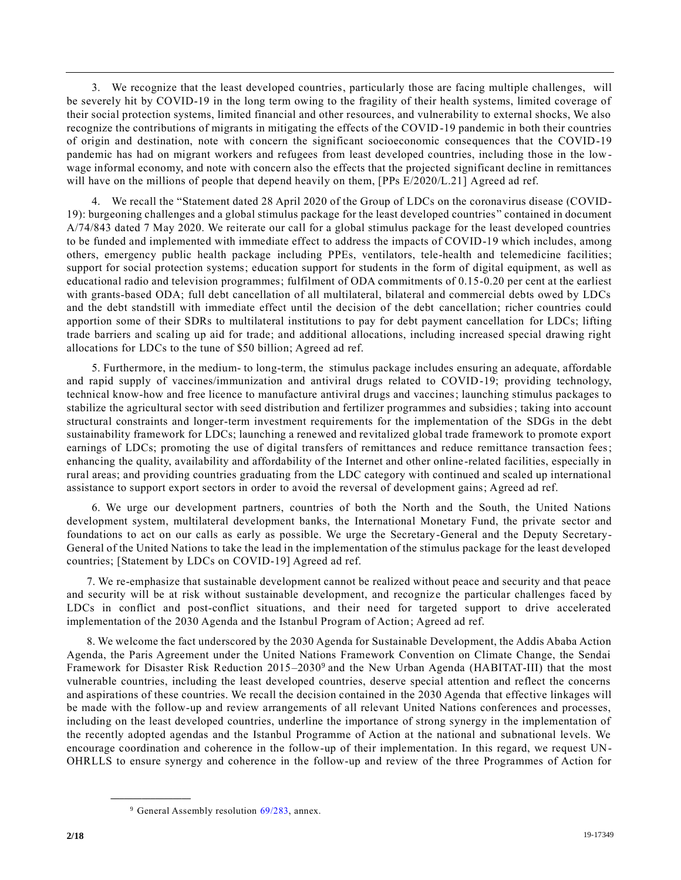3. We recognize that the least developed countries, particularly those are facing multiple challenges, will be severely hit by COVID-19 in the long term owing to the fragility of their health systems, limited coverage of their social protection systems, limited financial and other resources, and vulnerability to external shocks, We also recognize the contributions of migrants in mitigating the effects of the COVID-19 pandemic in both their countries of origin and destination, note with concern the significant socioeconomic consequences that the COVID-19 pandemic has had on migrant workers and refugees from least developed countries, including those in the low-wage informal economy, and note with concern also the effects that the projected significant decline in remittances will have on the millions of people that depend heavily on them, [PPs E/2020/L.21] Agreed ad ref.

4. We recall the "Statement dated 28 April 2020 of the Group of LDCs on the coronavirus disease (COVID-19): burgeoning challenges and a global stimulus package for the least developed countries" contained in document A/74/843 dated 7 May 2020. We reiterate our call for a global stimulus package for the least developed countries to be funded and implemented with immediate effect to address the impacts of COVID-19 which includes, among others, emergency public health package including PPEs, ventilators, tele-health and telemedicine facilities; support for social protection systems; education support for students in the form of digital equipment, as well as educational radio and television programmes; fulfilment of ODA commitments of 0.15-0.20 per cent at the earliest with grants-based ODA; full debt cancellation of all multilateral, bilateral and commercial debts owed by LDCs and the debt standstill with immediate effect until the decision of the debt cancellation; richer countries could apportion some of their SDRs to multilateral institutions to pay for debt payment cancellation for LDCs; lifting trade barriers and scaling up aid for trade; and additional allocations, including increased special drawing right allocations for LDCs to the tune of $50 billion; Agreed ad ref.

5. Furthermore, in the medium- to long-term, the stimulus package includes ensuring an adequate, affordable and rapid supply of vaccines/immunization and antiviral drugs related to COVID-19; providing technology, technical know-how and free licence to manufacture antiviral drugs and vaccines; launching stimulus packages to stabilize the agricultural sector with seed distribution and fertilizer programmes and subsidies; taking into account structural constraints and longer-term investment requirements for the implementation of the SDGs in the debt sustainability framework for LDCs; launching a renewed and revitalized global trade framework to promote export earnings of LDCs; promoting the use of digital transfers of remittances and reduce remittance transaction fees; enhancing the quality, availability and affordability of the Internet and other online-related facilities, especially in rural areas; and providing countries graduating from the LDC category with continued and scaled up international assistance to support export sectors in order to avoid the reversal of development gains; Agreed ad ref.

6. We urge our development partners, countries of both the North and the South, the United Nations development system, multilateral development banks, the International Monetary Fund, the private sector and foundations to act on our calls as early as possible. We urge the Secretary-General and the Deputy Secretary-General of the United Nations to take the lead in the implementation of the stimulus package for the least developed countries; [Statement by LDCs on COVID-19] Agreed ad ref.

7. We re-emphasize that sustainable development cannot be realized without peace and security and that peace and security will be at risk without sustainable development, and recognize the particular challenges faced by LDCs in conflict and post-conflict situations, and their need for targeted support to drive accelerated implementation of the 2030 Agenda and the Istanbul Program of Action; Agreed ad ref.

8. We welcome the fact underscored by the 2030 Agenda for Sustainable Development, the Addis Ababa Action Agenda, the Paris Agreement under the United Nations Framework Convention on Climate Change, the Sendai Framework for Disaster Risk Reduction 2015–2030[9] and the New Urban Agenda (HABITAT-III) that the most vulnerable countries, including the least developed countries, deserve special attention and reflect the concerns and aspirations of these countries. We recall the decision contained in the 2030 Agenda that effective linkages will be made with the follow-up and review arrangements of all relevant United Nations conferences and processes, including on the least developed countries, underline the importance of strong synergy in the implementation of the recently adopted agendas and the Istanbul Programme of Action at the national and subnational levels. We encourage coordination and coherence in the follow-up of their implementation. In this regard, we request UN-OHRLLS to ensure synergy and coherence in the follow-up and review of the three Programmes of Action for

[9] General Assembly resolution 69/283, annex.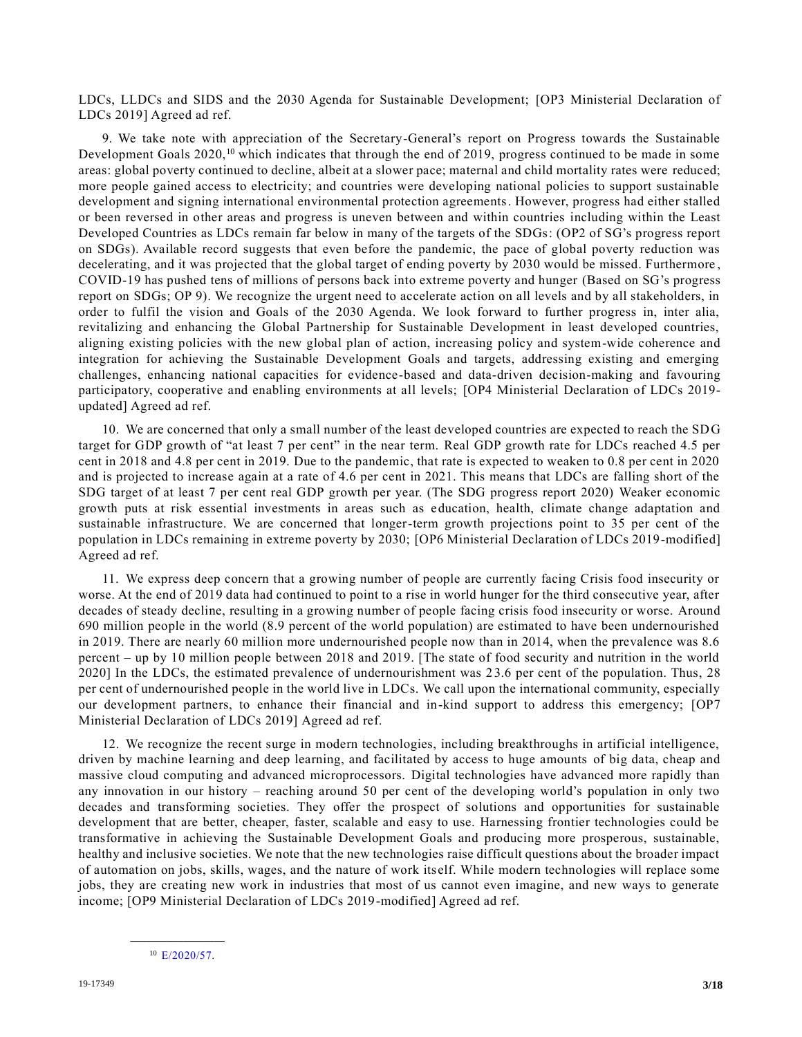LDCs, LLDCs and SIDS and the 2030 Agenda for Sustainable Development; [OP3 Ministerial Declaration of LDCs 2019] Agreed ad ref.

9. We take note with appreciation of the Secretary-General's report on Progress towards the Sustainable Development Goals 2020,[10] which indicates that through the end of 2019, progress continued to be made in some areas: global poverty continued to decline, albeit at a slower pace; maternal and child mortality rates were reduced; more people gained access to electricity; and countries were developing national policies to support sustainable development and signing international environmental protection agreements. However, progress had either stalled or been reversed in other areas and progress is uneven between and within countries including within the Least Developed Countries as LDCs remain far below in many of the targets of the SDGs: (OP2 of SG's progress report on SDGs). Available record suggests that even before the pandemic, the pace of global poverty reduction was decelerating, and it was projected that the global target of ending poverty by 2030 would be missed. Furthermore, COVID-19 has pushed tens of millions of persons back into extreme poverty and hunger (Based on SG's progress report on SDGs; OP 9). We recognize the urgent need to accelerate action on all levels and by all stakeholders, in order to fulfil the vision and Goals of the 2030 Agenda. We look forward to further progress in, inter alia, revitalizing and enhancing the Global Partnership for Sustainable Development in least developed countries, aligning existing policies with the new global plan of action, increasing policy and system-wide coherence and integration for achieving the Sustainable Development Goals and targets, addressing existing and emerging challenges, enhancing national capacities for evidence-based and data-driven decision-making and favouring participatory, cooperative and enabling environments at all levels; [OP4 Ministerial Declaration of LDCs 2019-updated] Agreed ad ref.

10. We are concerned that only a small number of the least developed countries are expected to reach the SDG target for GDP growth of "at least 7 per cent" in the near term. Real GDP growth rate for LDCs reached 4.5 per cent in 2018 and 4.8 per cent in 2019. Due to the pandemic, that rate is expected to weaken to 0.8 per cent in 2020 and is projected to increase again at a rate of 4.6 per cent in 2021. This means that LDCs are falling short of the SDG target of at least 7 per cent real GDP growth per year. (The SDG progress report 2020) Weaker economic growth puts at risk essential investments in areas such as education, health, climate change adaptation and sustainable infrastructure. We are concerned that longer-term growth projections point to 35 per cent of the population in LDCs remaining in extreme poverty by 2030; [OP6 Ministerial Declaration of LDCs 2019-modified] Agreed ad ref.

11. We express deep concern that a growing number of people are currently facing Crisis food insecurity or worse. At the end of 2019 data had continued to point to a rise in world hunger for the third consecutive year, after decades of steady decline, resulting in a growing number of people facing crisis food insecurity or worse. Around 690 million people in the world (8.9 percent of the world population) are estimated to have been undernourished in 2019. There are nearly 60 million more undernourished people now than in 2014, when the prevalence was 8.6 percent – up by 10 million people between 2018 and 2019. [The state of food security and nutrition in the world 2020] In the LDCs, the estimated prevalence of undernourishment was 23.6 per cent of the population. Thus, 28 per cent of undernourished people in the world live in LDCs. We call upon the international community, especially our development partners, to enhance their financial and in-kind support to address this emergency; [OP7 Ministerial Declaration of LDCs 2019] Agreed ad ref.

12. We recognize the recent surge in modern technologies, including breakthroughs in artificial intelligence, driven by machine learning and deep learning, and facilitated by access to huge amounts of big data, cheap and massive cloud computing and advanced microprocessors. Digital technologies have advanced more rapidly than any innovation in our history – reaching around 50 per cent of the developing world's population in only two decades and transforming societies. They offer the prospect of solutions and opportunities for sustainable development that are better, cheaper, faster, scalable and easy to use. Harnessing frontier technologies could be transformative in achieving the Sustainable Development Goals and producing more prosperous, sustainable, healthy and inclusive societies. We note that the new technologies raise difficult questions about the broader impact of automation on jobs, skills, wages, and the nature of work itself. While modern technologies will replace some jobs, they are creating new work in industries that most of us cannot even imagine, and new ways to generate income; [OP9 Ministerial Declaration of LDCs 2019-modified] Agreed ad ref.

[10] E/2020/57.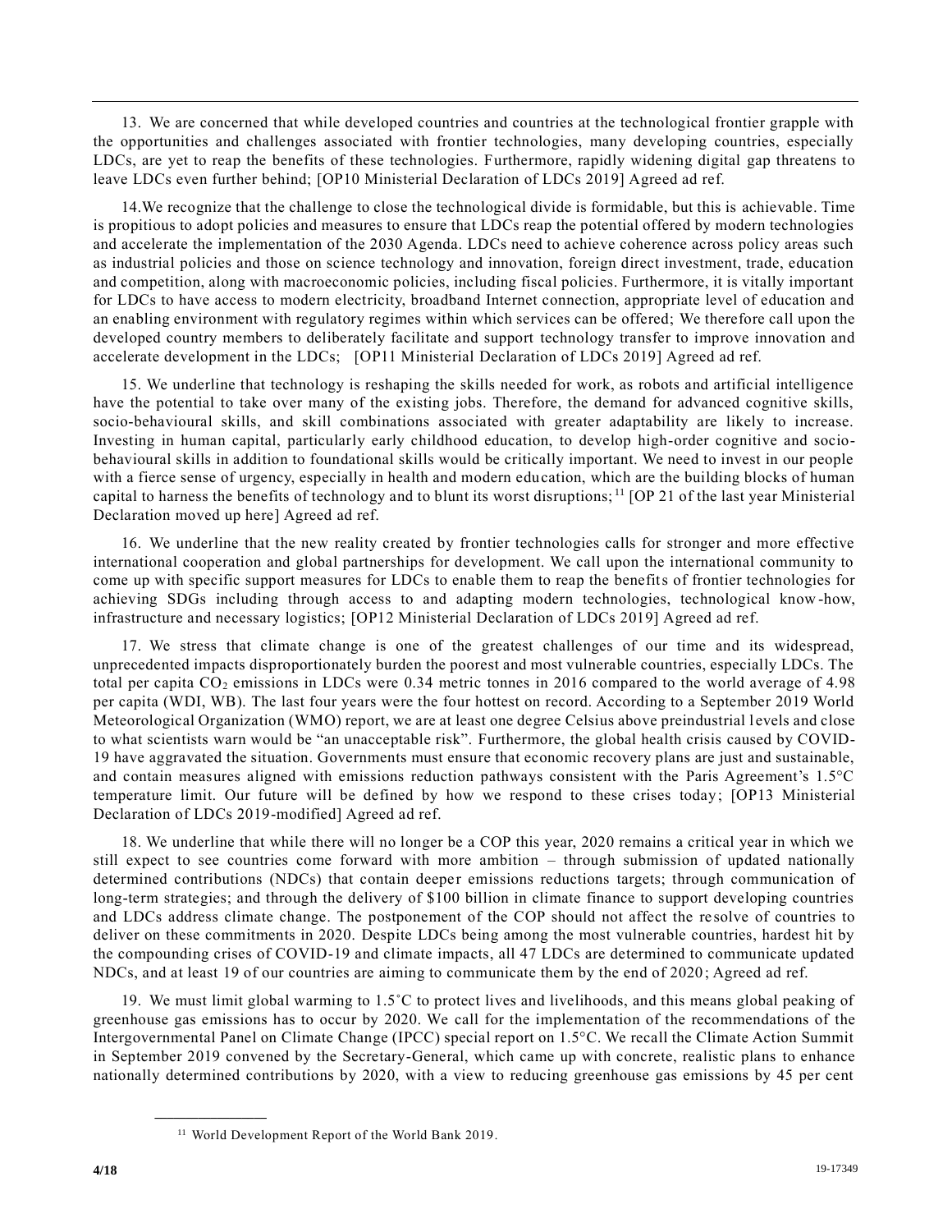13. We are concerned that while developed countries and countries at the technological frontier grapple with the opportunities and challenges associated with frontier technologies, many developing countries, especially LDCs, are yet to reap the benefits of these technologies. Furthermore, rapidly widening digital gap threatens to leave LDCs even further behind; [OP10 Ministerial Declaration of LDCs 2019] Agreed ad ref.

14.We recognize that the challenge to close the technological divide is formidable, but this is achievable. Time is propitious to adopt policies and measures to ensure that LDCs reap the potential offered by modern technologies and accelerate the implementation of the 2030 Agenda. LDCs need to achieve coherence across policy areas such as industrial policies and those on science technology and innovation, foreign direct investment, trade, education and competition, along with macroeconomic policies, including fiscal policies. Furthermore, it is vitally important for LDCs to have access to modern electricity, broadband Internet connection, appropriate level of education and an enabling environment with regulatory regimes within which services can be offered; We therefore call upon the developed country members to deliberately facilitate and support technology transfer to improve innovation and accelerate development in the LDCs; [OP11 Ministerial Declaration of LDCs 2019] Agreed ad ref.

15. We underline that technology is reshaping the skills needed for work, as robots and artificial intelligence have the potential to take over many of the existing jobs. Therefore, the demand for advanced cognitive skills, socio-behavioural skills, and skill combinations associated with greater adaptability are likely to increase. Investing in human capital, particularly early childhood education, to develop high-order cognitive and socio-behavioural skills in addition to foundational skills would be critically important. We need to invest in our people with a fierce sense of urgency, especially in health and modern education, which are the building blocks of human capital to harness the benefits of technology and to blunt its worst disruptions; [11] [OP 21 of the last year Ministerial Declaration moved up here] Agreed ad ref.

16. We underline that the new reality created by frontier technologies calls for stronger and more effective international cooperation and global partnerships for development. We call upon the international community to come up with specific support measures for LDCs to enable them to reap the benefits of frontier technologies for achieving SDGs including through access to and adapting modern technologies, technological know-how, infrastructure and necessary logistics; [OP12 Ministerial Declaration of LDCs 2019] Agreed ad ref.

17. We stress that climate change is one of the greatest challenges of our time and its widespread, unprecedented impacts disproportionately burden the poorest and most vulnerable countries, especially LDCs. The total per capita $CO_2$ emissions in LDCs were 0.34 metric tonnes in 2016 compared to the world average of 4.98 per capita (WDI, WB). The last four years were the four hottest on record. According to a September 2019 World Meteorological Organization (WMO) report, we are at least one degree Celsius above preindustrial levels and close to what scientists warn would be "an unacceptable risk". Furthermore, the global health crisis caused by COVID-19 have aggravated the situation. Governments must ensure that economic recovery plans are just and sustainable, and contain measures aligned with emissions reduction pathways consistent with the Paris Agreement's 1.5°C temperature limit. Our future will be defined by how we respond to these crises today; [OP13 Ministerial Declaration of LDCs 2019-modified] Agreed ad ref.

18. We underline that while there will no longer be a COP this year, 2020 remains a critical year in which we still expect to see countries come forward with more ambition – through submission of updated nationally determined contributions (NDCs) that contain deeper emissions reductions targets; through communication of long-term strategies; and through the delivery of $100 billion in climate finance to support developing countries and LDCs address climate change. The postponement of the COP should not affect the resolve of countries to deliver on these commitments in 2020. Despite LDCs being among the most vulnerable countries, hardest hit by the compounding crises of COVID-19 and climate impacts, all 47 LDCs are determined to communicate updated NDCs, and at least 19 of our countries are aiming to communicate them by the end of 2020; Agreed ad ref.

19. We must limit global warming to 1.5˚C to protect lives and livelihoods, and this means global peaking of greenhouse gas emissions has to occur by 2020. We call for the implementation of the recommendations of the Intergovernmental Panel on Climate Change (IPCC) special report on 1.5°C. We recall the Climate Action Summit in September 2019 convened by the Secretary-General, which came up with concrete, realistic plans to enhance nationally determined contributions by 2020, with a view to reducing greenhouse gas emissions by 45 per cent

[11] World Development Report of the World Bank 2019.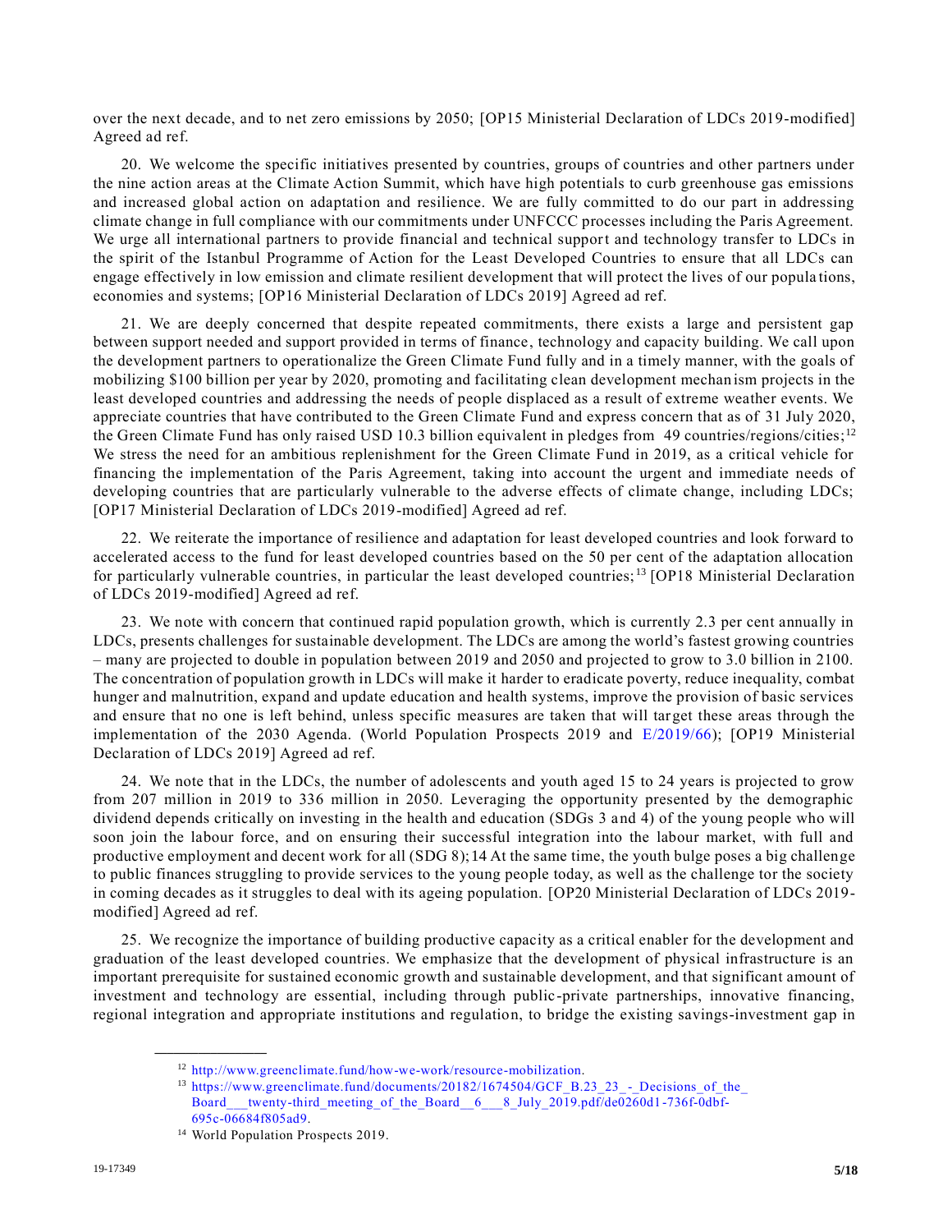over the next decade, and to net zero emissions by 2050; [OP15 Ministerial Declaration of LDCs 2019-modified] Agreed ad ref.

20. We welcome the specific initiatives presented by countries, groups of countries and other partners under the nine action areas at the Climate Action Summit, which have high potentials to curb greenhouse gas emissions and increased global action on adaptation and resilience. We are fully committed to do our part in addressing climate change in full compliance with our commitments under UNFCCC processes including the Paris Agreement. We urge all international partners to provide financial and technical support and technology transfer to LDCs in the spirit of the Istanbul Programme of Action for the Least Developed Countries to ensure that all LDCs can engage effectively in low emission and climate resilient development that will protect the lives of our populations, economies and systems; [OP16 Ministerial Declaration of LDCs 2019] Agreed ad ref.

21. We are deeply concerned that despite repeated commitments, there exists a large and persistent gap between support needed and support provided in terms of finance, technology and capacity building. We call upon the development partners to operationalize the Green Climate Fund fully and in a timely manner, with the goals of mobilizing $100 billion per year by 2020, promoting and facilitating clean development mechanism projects in the least developed countries and addressing the needs of people displaced as a result of extreme weather events. We appreciate countries that have contributed to the Green Climate Fund and express concern that as of 31 July 2020, the Green Climate Fund has only raised USD 10.3 billion equivalent in pledges from 49 countries/regions/cities;[12] We stress the need for an ambitious replenishment for the Green Climate Fund in 2019, as a critical vehicle for financing the implementation of the Paris Agreement, taking into account the urgent and immediate needs of developing countries that are particularly vulnerable to the adverse effects of climate change, including LDCs; [OP17 Ministerial Declaration of LDCs 2019-modified] Agreed ad ref.

22. We reiterate the importance of resilience and adaptation for least developed countries and look forward to accelerated access to the fund for least developed countries based on the 50 per cent of the adaptation allocation for particularly vulnerable countries, in particular the least developed countries;[13] [OP18 Ministerial Declaration of LDCs 2019-modified] Agreed ad ref.

23. We note with concern that continued rapid population growth, which is currently 2.3 per cent annually in LDCs, presents challenges for sustainable development. The LDCs are among the world's fastest growing countries – many are projected to double in population between 2019 and 2050 and projected to grow to 3.0 billion in 2100. The concentration of population growth in LDCs will make it harder to eradicate poverty, reduce inequality, combat hunger and malnutrition, expand and update education and health systems, improve the provision of basic services and ensure that no one is left behind, unless specific measures are taken that will target these areas through the implementation of the 2030 Agenda. (World Population Prospects 2019 and E/2019/66); [OP19 Ministerial Declaration of LDCs 2019] Agreed ad ref.

24. We note that in the LDCs, the number of adolescents and youth aged 15 to 24 years is projected to grow from 207 million in 2019 to 336 million in 2050. Leveraging the opportunity presented by the demographic dividend depends critically on investing in the health and education (SDGs 3 and 4) of the young people who will soon join the labour force, and on ensuring their successful integration into the labour market, with full and productive employment and decent work for all (SDG 8);14 At the same time, the youth bulge poses a big challenge to public finances struggling to provide services to the young people today, as well as the challenge tor the society in coming decades as it struggles to deal with its ageing population. [OP20 Ministerial Declaration of LDCs 2019-modified] Agreed ad ref.

25. We recognize the importance of building productive capacity as a critical enabler for the development and graduation of the least developed countries. We emphasize that the development of physical infrastructure is an important prerequisite for sustained economic growth and sustainable development, and that significant amount of investment and technology are essential, including through public-private partnerships, innovative financing, regional integration and appropriate institutions and regulation, to bridge the existing savings-investment gap in

---

[12] http://www.greenclimate.fund/how-we-work/resource-mobilization.

[13] https://www.greenclimate.fund/documents/20182/1674504/GCF_B.23_23_-_Decisions_of_the_Board___twenty-third_meeting_of_the_Board__6___8_July_2019.pdf/de0260d1-736f-0dbf-695c-06684f805ad9.

[14] World Population Prospects 2019.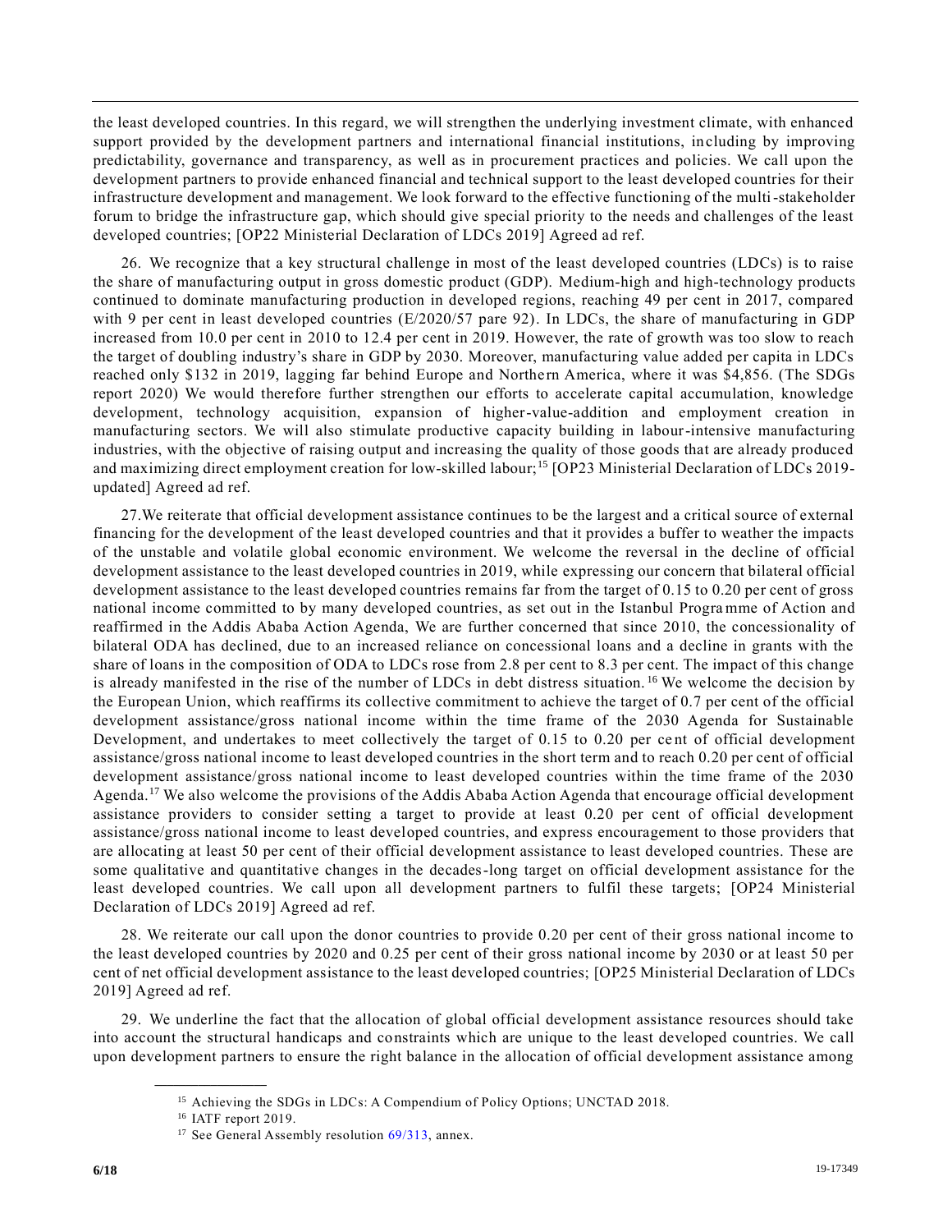the least developed countries. In this regard, we will strengthen the underlying investment climate, with enhanced support provided by the development partners and international financial institutions, including by improving predictability, governance and transparency, as well as in procurement practices and policies. We call upon the development partners to provide enhanced financial and technical support to the least developed countries for their infrastructure development and management. We look forward to the effective functioning of the multi-stakeholder forum to bridge the infrastructure gap, which should give special priority to the needs and challenges of the least developed countries; [OP22 Ministerial Declaration of LDCs 2019] Agreed ad ref.

26. We recognize that a key structural challenge in most of the least developed countries (LDCs) is to raise the share of manufacturing output in gross domestic product (GDP). Medium-high and high-technology products continued to dominate manufacturing production in developed regions, reaching 49 per cent in 2017, compared with 9 per cent in least developed countries (E/2020/57 pare 92). In LDCs, the share of manufacturing in GDP increased from 10.0 per cent in 2010 to 12.4 per cent in 2019. However, the rate of growth was too slow to reach the target of doubling industry's share in GDP by 2030. Moreover, manufacturing value added per capita in LDCs reached only $132 in 2019, lagging far behind Europe and Northern America, where it was $4,856. (The SDGs report 2020) We would therefore further strengthen our efforts to accelerate capital accumulation, knowledge development, technology acquisition, expansion of higher-value-addition and employment creation in manufacturing sectors. We will also stimulate productive capacity building in labour-intensive manufacturing industries, with the objective of raising output and increasing the quality of those goods that are already produced and maximizing direct employment creation for low-skilled labour;[15] [OP23 Ministerial Declaration of LDCs 2019-updated] Agreed ad ref.

27.We reiterate that official development assistance continues to be the largest and a critical source of external financing for the development of the least developed countries and that it provides a buffer to weather the impacts of the unstable and volatile global economic environment. We welcome the reversal in the decline of official development assistance to the least developed countries in 2019, while expressing our concern that bilateral official development assistance to the least developed countries remains far from the target of 0.15 to 0.20 per cent of gross national income committed to by many developed countries, as set out in the Istanbul Programme of Action and reaffirmed in the Addis Ababa Action Agenda, We are further concerned that since 2010, the concessionality of bilateral ODA has declined, due to an increased reliance on concessional loans and a decline in grants with the share of loans in the composition of ODA to LDCs rose from 2.8 per cent to 8.3 per cent. The impact of this change is already manifested in the rise of the number of LDCs in debt distress situation.[16] We welcome the decision by the European Union, which reaffirms its collective commitment to achieve the target of 0.7 per cent of the official development assistance/gross national income within the time frame of the 2030 Agenda for Sustainable Development, and undertakes to meet collectively the target of 0.15 to 0.20 per cent of official development assistance/gross national income to least developed countries in the short term and to reach 0.20 per cent of official development assistance/gross national income to least developed countries within the time frame of the 2030 Agenda.[17] We also welcome the provisions of the Addis Ababa Action Agenda that encourage official development assistance providers to consider setting a target to provide at least 0.20 per cent of official development assistance/gross national income to least developed countries, and express encouragement to those providers that are allocating at least 50 per cent of their official development assistance to least developed countries. These are some qualitative and quantitative changes in the decades-long target on official development assistance for the least developed countries. We call upon all development partners to fulfil these targets; [OP24 Ministerial Declaration of LDCs 2019] Agreed ad ref.

28. We reiterate our call upon the donor countries to provide 0.20 per cent of their gross national income to the least developed countries by 2020 and 0.25 per cent of their gross national income by 2030 or at least 50 per cent of net official development assistance to the least developed countries; [OP25 Ministerial Declaration of LDCs 2019] Agreed ad ref.

29. We underline the fact that the allocation of global official development assistance resources should take into account the structural handicaps and constraints which are unique to the least developed countries. We call upon development partners to ensure the right balance in the allocation of official development assistance among

[15] Achieving the SDGs in LDCs: A Compendium of Policy Options; UNCTAD 2018.

[16] IATF report 2019.

[17] See General Assembly resolution 69/313, annex.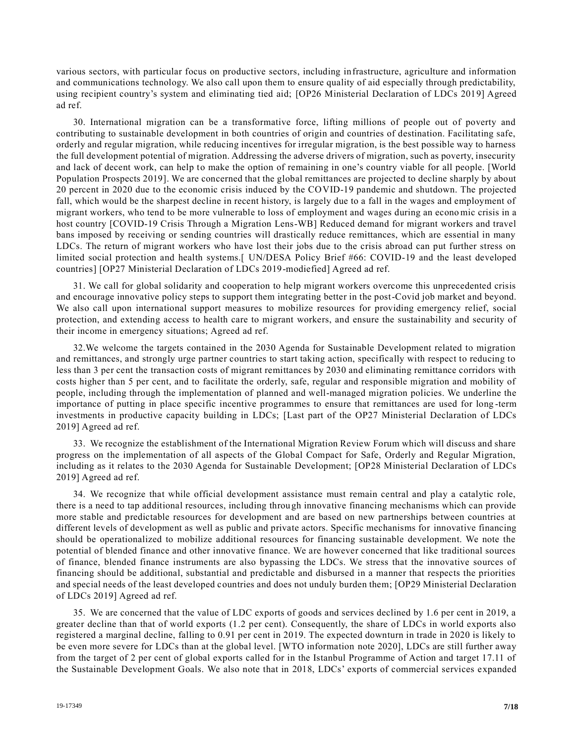various sectors, with particular focus on productive sectors, including infrastructure, agriculture and information and communications technology. We also call upon them to ensure quality of aid especially through predictability, using recipient country's system and eliminating tied aid; [OP26 Ministerial Declaration of LDCs 2019] Agreed ad ref.

30. International migration can be a transformative force, lifting millions of people out of poverty and contributing to sustainable development in both countries of origin and countries of destination. Facilitating safe, orderly and regular migration, while reducing incentives for irregular migration, is the best possible way to harness the full development potential of migration. Addressing the adverse drivers of migration, such as poverty, insecurity and lack of decent work, can help to make the option of remaining in one's country viable for all people. [World Population Prospects 2019]. We are concerned that the global remittances are projected to decline sharply by about 20 percent in 2020 due to the economic crisis induced by the COVID-19 pandemic and shutdown. The projected fall, which would be the sharpest decline in recent history, is largely due to a fall in the wages and employment of migrant workers, who tend to be more vulnerable to loss of employment and wages during an economic crisis in a host country [COVID-19 Crisis Through a Migration Lens-WB] Reduced demand for migrant workers and travel bans imposed by receiving or sending countries will drastically reduce remittances, which are essential in many LDCs. The return of migrant workers who have lost their jobs due to the crisis abroad can put further stress on limited social protection and health systems.[ UN/DESA Policy Brief #66: COVID-19 and the least developed countries] [OP27 Ministerial Declaration of LDCs 2019-modiefied] Agreed ad ref.

31. We call for global solidarity and cooperation to help migrant workers overcome this unprecedented crisis and encourage innovative policy steps to support them integrating better in the post-Covid job market and beyond. We also call upon international support measures to mobilize resources for providing emergency relief, social protection, and extending access to health care to migrant workers, and ensure the sustainability and security of their income in emergency situations; Agreed ad ref.

32.We welcome the targets contained in the 2030 Agenda for Sustainable Development related to migration and remittances, and strongly urge partner countries to start taking action, specifically with respect to reducing to less than 3 per cent the transaction costs of migrant remittances by 2030 and eliminating remittance corridors with costs higher than 5 per cent, and to facilitate the orderly, safe, regular and responsible migration and mobility of people, including through the implementation of planned and well-managed migration policies. We underline the importance of putting in place specific incentive programmes to ensure that remittances are used for long-term investments in productive capacity building in LDCs; [Last part of the OP27 Ministerial Declaration of LDCs 2019] Agreed ad ref.

33. We recognize the establishment of the International Migration Review Forum which will discuss and share progress on the implementation of all aspects of the Global Compact for Safe, Orderly and Regular Migration, including as it relates to the 2030 Agenda for Sustainable Development; [OP28 Ministerial Declaration of LDCs 2019] Agreed ad ref.

34. We recognize that while official development assistance must remain central and play a catalytic role, there is a need to tap additional resources, including through innovative financing mechanisms which can provide more stable and predictable resources for development and are based on new partnerships between countries at different levels of development as well as public and private actors. Specific mechanisms for innovative financing should be operationalized to mobilize additional resources for financing sustainable development. We note the potential of blended finance and other innovative finance. We are however concerned that like traditional sources of finance, blended finance instruments are also bypassing the LDCs. We stress that the innovative sources of financing should be additional, substantial and predictable and disbursed in a manner that respects the priorities and special needs of the least developed countries and does not unduly burden them; [OP29 Ministerial Declaration of LDCs 2019] Agreed ad ref.

35. We are concerned that the value of LDC exports of goods and services declined by 1.6 per cent in 2019, a greater decline than that of world exports (1.2 per cent). Consequently, the share of LDCs in world exports also registered a marginal decline, falling to 0.91 per cent in 2019. The expected downturn in trade in 2020 is likely to be even more severe for LDCs than at the global level. [WTO information note 2020], LDCs are still further away from the target of 2 per cent of global exports called for in the Istanbul Programme of Action and target 17.11 of the Sustainable Development Goals. We also note that in 2018, LDCs' exports of commercial services expanded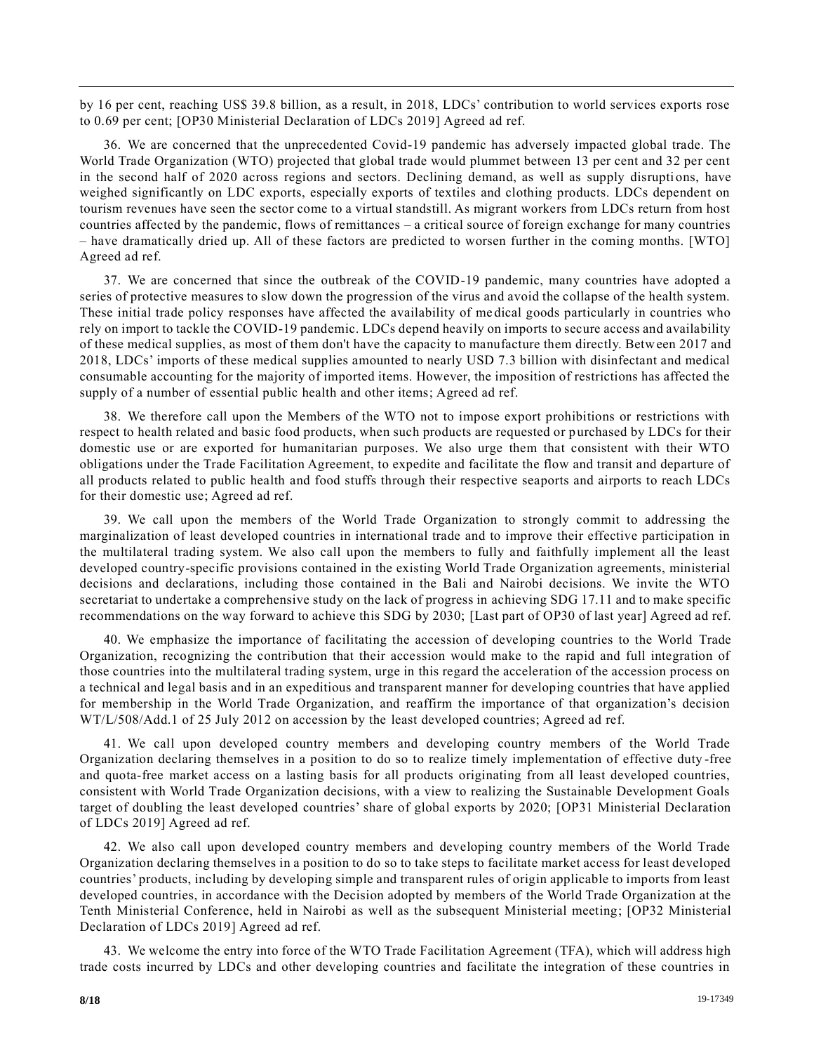by 16 per cent, reaching US$ 39.8 billion, as a result, in 2018, LDCs' contribution to world services exports rose to 0.69 per cent; [OP30 Ministerial Declaration of LDCs 2019] Agreed ad ref.

36. We are concerned that the unprecedented Covid-19 pandemic has adversely impacted global trade. The World Trade Organization (WTO) projected that global trade would plummet between 13 per cent and 32 per cent in the second half of 2020 across regions and sectors. Declining demand, as well as supply disruptions, have weighed significantly on LDC exports, especially exports of textiles and clothing products. LDCs dependent on tourism revenues have seen the sector come to a virtual standstill. As migrant workers from LDCs return from host countries affected by the pandemic, flows of remittances – a critical source of foreign exchange for many countries – have dramatically dried up. All of these factors are predicted to worsen further in the coming months. [WTO] Agreed ad ref.

37. We are concerned that since the outbreak of the COVID-19 pandemic, many countries have adopted a series of protective measures to slow down the progression of the virus and avoid the collapse of the health system. These initial trade policy responses have affected the availability of medical goods particularly in countries who rely on import to tackle the COVID-19 pandemic. LDCs depend heavily on imports to secure access and availability of these medical supplies, as most of them don't have the capacity to manufacture them directly. Between 2017 and 2018, LDCs' imports of these medical supplies amounted to nearly USD 7.3 billion with disinfectant and medical consumable accounting for the majority of imported items. However, the imposition of restrictions has affected the supply of a number of essential public health and other items; Agreed ad ref.

38. We therefore call upon the Members of the WTO not to impose export prohibitions or restrictions with respect to health related and basic food products, when such products are requested or purchased by LDCs for their domestic use or are exported for humanitarian purposes. We also urge them that consistent with their WTO obligations under the Trade Facilitation Agreement, to expedite and facilitate the flow and transit and departure of all products related to public health and food stuffs through their respective seaports and airports to reach LDCs for their domestic use; Agreed ad ref.

39. We call upon the members of the World Trade Organization to strongly commit to addressing the marginalization of least developed countries in international trade and to improve their effective participation in the multilateral trading system. We also call upon the members to fully and faithfully implement all the least developed country-specific provisions contained in the existing World Trade Organization agreements, ministerial decisions and declarations, including those contained in the Bali and Nairobi decisions. We invite the WTO secretariat to undertake a comprehensive study on the lack of progress in achieving SDG 17.11 and to make specific recommendations on the way forward to achieve this SDG by 2030; [Last part of OP30 of last year] Agreed ad ref.

40. We emphasize the importance of facilitating the accession of developing countries to the World Trade Organization, recognizing the contribution that their accession would make to the rapid and full integration of those countries into the multilateral trading system, urge in this regard the acceleration of the accession process on a technical and legal basis and in an expeditious and transparent manner for developing countries that have applied for membership in the World Trade Organization, and reaffirm the importance of that organization's decision WT/L/508/Add.1 of 25 July 2012 on accession by the least developed countries; Agreed ad ref.

41. We call upon developed country members and developing country members of the World Trade Organization declaring themselves in a position to do so to realize timely implementation of effective duty-free and quota-free market access on a lasting basis for all products originating from all least developed countries, consistent with World Trade Organization decisions, with a view to realizing the Sustainable Development Goals target of doubling the least developed countries' share of global exports by 2020; [OP31 Ministerial Declaration of LDCs 2019] Agreed ad ref.

42. We also call upon developed country members and developing country members of the World Trade Organization declaring themselves in a position to do so to take steps to facilitate market access for least developed countries' products, including by developing simple and transparent rules of origin applicable to imports from least developed countries, in accordance with the Decision adopted by members of the World Trade Organization at the Tenth Ministerial Conference, held in Nairobi as well as the subsequent Ministerial meeting; [OP32 Ministerial Declaration of LDCs 2019] Agreed ad ref.

43. We welcome the entry into force of the WTO Trade Facilitation Agreement (TFA), which will address high trade costs incurred by LDCs and other developing countries and facilitate the integration of these countries in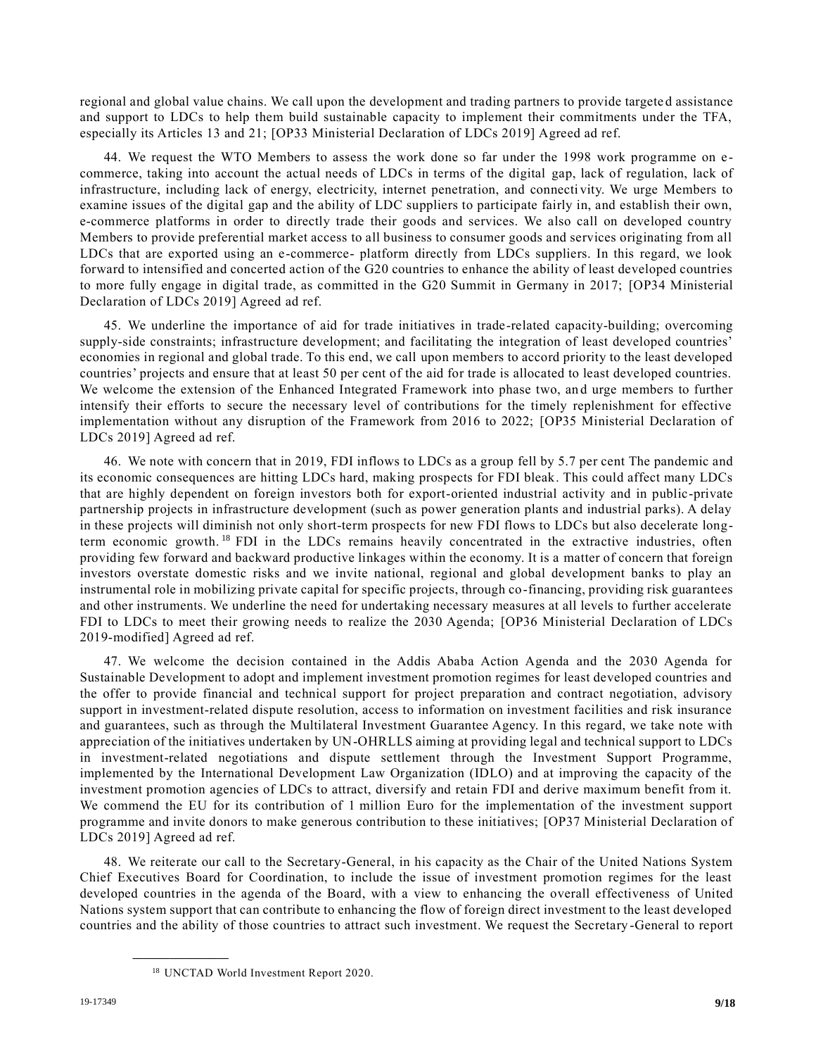regional and global value chains. We call upon the development and trading partners to provide targeted assistance and support to LDCs to help them build sustainable capacity to implement their commitments under the TFA, especially its Articles 13 and 21; [OP33 Ministerial Declaration of LDCs 2019] Agreed ad ref.

44. We request the WTO Members to assess the work done so far under the 1998 work programme on e-commerce, taking into account the actual needs of LDCs in terms of the digital gap, lack of regulation, lack of infrastructure, including lack of energy, electricity, internet penetration, and connectivity. We urge Members to examine issues of the digital gap and the ability of LDC suppliers to participate fairly in, and establish their own, e-commerce platforms in order to directly trade their goods and services. We also call on developed country Members to provide preferential market access to all business to consumer goods and services originating from all LDCs that are exported using an e-commerce- platform directly from LDCs suppliers. In this regard, we look forward to intensified and concerted action of the G20 countries to enhance the ability of least developed countries to more fully engage in digital trade, as committed in the G20 Summit in Germany in 2017; [OP34 Ministerial Declaration of LDCs 2019] Agreed ad ref.

45. We underline the importance of aid for trade initiatives in trade-related capacity-building; overcoming supply-side constraints; infrastructure development; and facilitating the integration of least developed countries' economies in regional and global trade. To this end, we call upon members to accord priority to the least developed countries' projects and ensure that at least 50 per cent of the aid for trade is allocated to least developed countries. We welcome the extension of the Enhanced Integrated Framework into phase two, and urge members to further intensify their efforts to secure the necessary level of contributions for the timely replenishment for effective implementation without any disruption of the Framework from 2016 to 2022; [OP35 Ministerial Declaration of LDCs 2019] Agreed ad ref.

46. We note with concern that in 2019, FDI inflows to LDCs as a group fell by 5.7 per cent The pandemic and its economic consequences are hitting LDCs hard, making prospects for FDI bleak. This could affect many LDCs that are highly dependent on foreign investors both for export-oriented industrial activity and in public-private partnership projects in infrastructure development (such as power generation plants and industrial parks). A delay in these projects will diminish not only short-term prospects for new FDI flows to LDCs but also decelerate long-term economic growth.[18] FDI in the LDCs remains heavily concentrated in the extractive industries, often providing few forward and backward productive linkages within the economy. It is a matter of concern that foreign investors overstate domestic risks and we invite national, regional and global development banks to play an instrumental role in mobilizing private capital for specific projects, through co-financing, providing risk guarantees and other instruments. We underline the need for undertaking necessary measures at all levels to further accelerate FDI to LDCs to meet their growing needs to realize the 2030 Agenda; [OP36 Ministerial Declaration of LDCs 2019-modified] Agreed ad ref.

47. We welcome the decision contained in the Addis Ababa Action Agenda and the 2030 Agenda for Sustainable Development to adopt and implement investment promotion regimes for least developed countries and the offer to provide financial and technical support for project preparation and contract negotiation, advisory support in investment-related dispute resolution, access to information on investment facilities and risk insurance and guarantees, such as through the Multilateral Investment Guarantee Agency. In this regard, we take note with appreciation of the initiatives undertaken by UN-OHRLLS aiming at providing legal and technical support to LDCs in investment-related negotiations and dispute settlement through the Investment Support Programme, implemented by the International Development Law Organization (IDLO) and at improving the capacity of the investment promotion agencies of LDCs to attract, diversify and retain FDI and derive maximum benefit from it. We commend the EU for its contribution of 1 million Euro for the implementation of the investment support programme and invite donors to make generous contribution to these initiatives; [OP37 Ministerial Declaration of LDCs 2019] Agreed ad ref.

48. We reiterate our call to the Secretary-General, in his capacity as the Chair of the United Nations System Chief Executives Board for Coordination, to include the issue of investment promotion regimes for the least developed countries in the agenda of the Board, with a view to enhancing the overall effectiveness of United Nations system support that can contribute to enhancing the flow of foreign direct investment to the least developed countries and the ability of those countries to attract such investment. We request the Secretary-General to report

---

[18] UNCTAD World Investment Report 2020.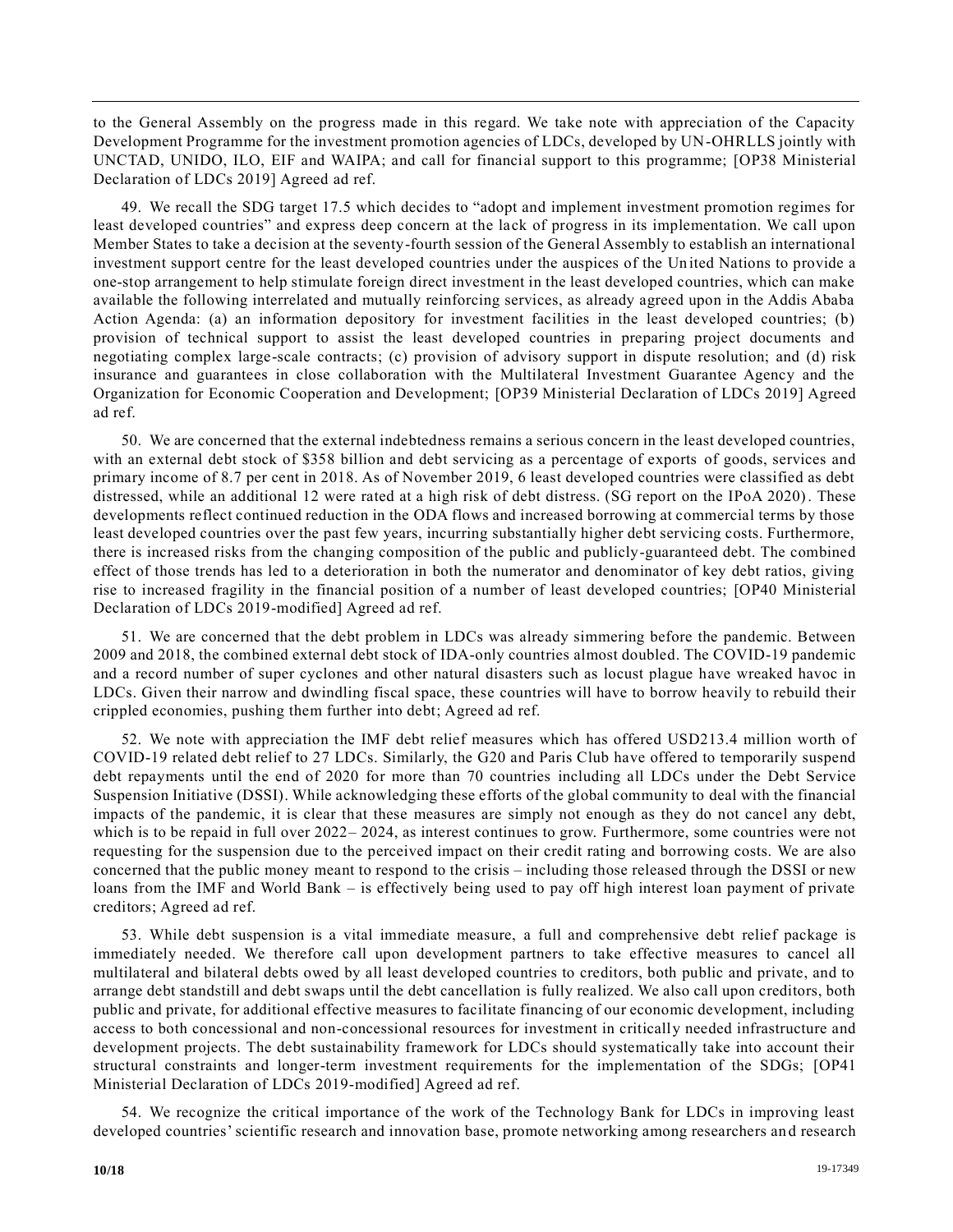to the General Assembly on the progress made in this regard. We take note with appreciation of the Capacity Development Programme for the investment promotion agencies of LDCs, developed by UN-OHRLLS jointly with UNCTAD, UNIDO, ILO, EIF and WAIPA; and call for financial support to this programme; [OP38 Ministerial Declaration of LDCs 2019] Agreed ad ref.

49. We recall the SDG target 17.5 which decides to "adopt and implement investment promotion regimes for least developed countries" and express deep concern at the lack of progress in its implementation. We call upon Member States to take a decision at the seventy-fourth session of the General Assembly to establish an international investment support centre for the least developed countries under the auspices of the United Nations to provide a one-stop arrangement to help stimulate foreign direct investment in the least developed countries, which can make available the following interrelated and mutually reinforcing services, as already agreed upon in the Addis Ababa Action Agenda: (a) an information depository for investment facilities in the least developed countries; (b) provision of technical support to assist the least developed countries in preparing project documents and negotiating complex large-scale contracts; (c) provision of advisory support in dispute resolution; and (d) risk insurance and guarantees in close collaboration with the Multilateral Investment Guarantee Agency and the Organization for Economic Cooperation and Development; [OP39 Ministerial Declaration of LDCs 2019] Agreed ad ref.

50. We are concerned that the external indebtedness remains a serious concern in the least developed countries, with an external debt stock of $358 billion and debt servicing as a percentage of exports of goods, services and primary income of 8.7 per cent in 2018. As of November 2019, 6 least developed countries were classified as debt distressed, while an additional 12 were rated at a high risk of debt distress. (SG report on the IPoA 2020). These developments reflect continued reduction in the ODA flows and increased borrowing at commercial terms by those least developed countries over the past few years, incurring substantially higher debt servicing costs. Furthermore, there is increased risks from the changing composition of the public and publicly-guaranteed debt. The combined effect of those trends has led to a deterioration in both the numerator and denominator of key debt ratios, giving rise to increased fragility in the financial position of a number of least developed countries; [OP40 Ministerial Declaration of LDCs 2019-modified] Agreed ad ref.

51. We are concerned that the debt problem in LDCs was already simmering before the pandemic. Between 2009 and 2018, the combined external debt stock of IDA-only countries almost doubled. The COVID-19 pandemic and a record number of super cyclones and other natural disasters such as locust plague have wreaked havoc in LDCs. Given their narrow and dwindling fiscal space, these countries will have to borrow heavily to rebuild their crippled economies, pushing them further into debt; Agreed ad ref.

52. We note with appreciation the IMF debt relief measures which has offered USD213.4 million worth of COVID-19 related debt relief to 27 LDCs. Similarly, the G20 and Paris Club have offered to temporarily suspend debt repayments until the end of 2020 for more than 70 countries including all LDCs under the Debt Service Suspension Initiative (DSSI). While acknowledging these efforts of the global community to deal with the financial impacts of the pandemic, it is clear that these measures are simply not enough as they do not cancel any debt, which is to be repaid in full over 2022– 2024, as interest continues to grow. Furthermore, some countries were not requesting for the suspension due to the perceived impact on their credit rating and borrowing costs. We are also concerned that the public money meant to respond to the crisis – including those released through the DSSI or new loans from the IMF and World Bank – is effectively being used to pay off high interest loan payment of private creditors; Agreed ad ref.

53. While debt suspension is a vital immediate measure, a full and comprehensive debt relief package is immediately needed. We therefore call upon development partners to take effective measures to cancel all multilateral and bilateral debts owed by all least developed countries to creditors, both public and private, and to arrange debt standstill and debt swaps until the debt cancellation is fully realized. We also call upon creditors, both public and private, for additional effective measures to facilitate financing of our economic development, including access to both concessional and non-concessional resources for investment in critically needed infrastructure and development projects. The debt sustainability framework for LDCs should systematically take into account their structural constraints and longer-term investment requirements for the implementation of the SDGs; [OP41 Ministerial Declaration of LDCs 2019-modified] Agreed ad ref.

54. We recognize the critical importance of the work of the Technology Bank for LDCs in improving least developed countries' scientific research and innovation base, promote networking among researchers and research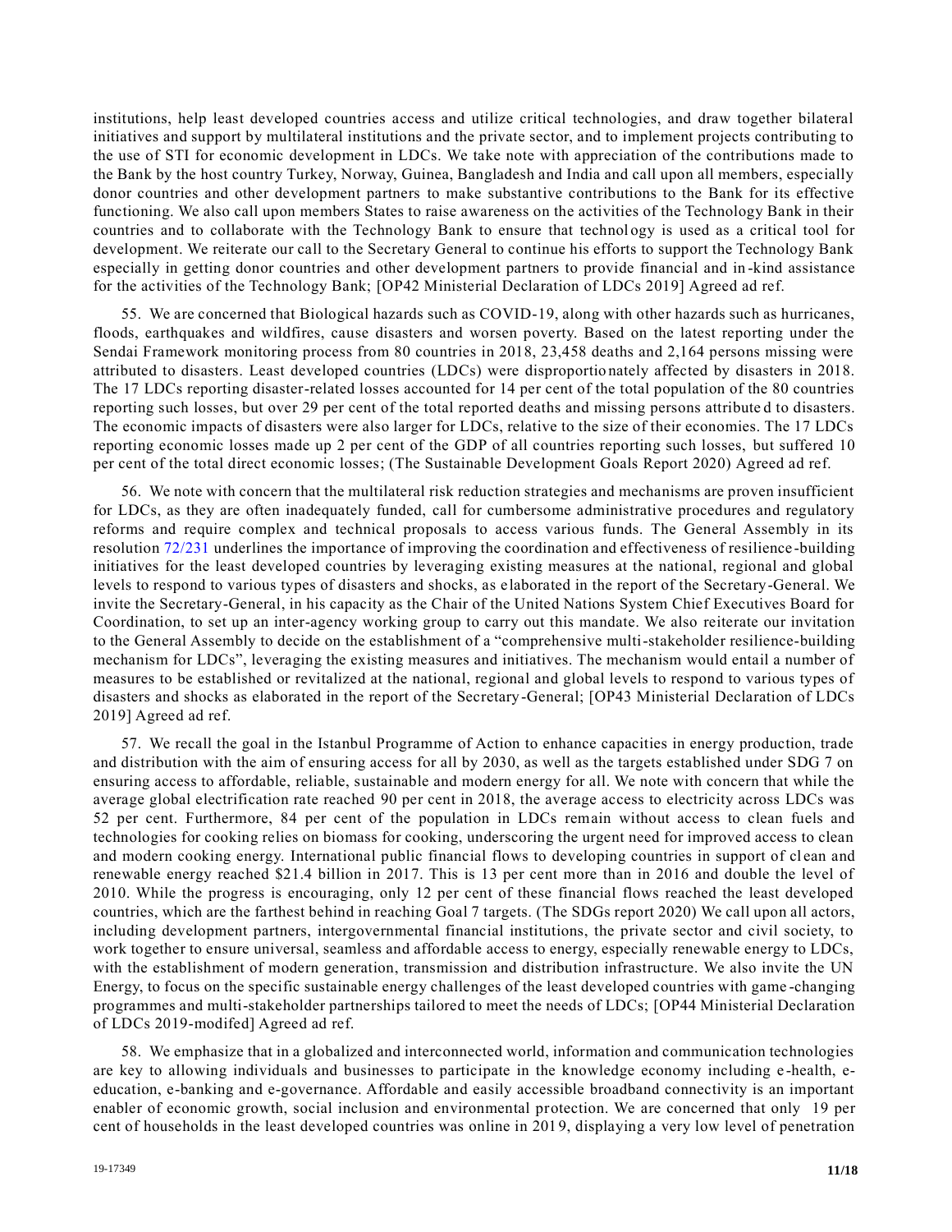institutions, help least developed countries access and utilize critical technologies, and draw together bilateral initiatives and support by multilateral institutions and the private sector, and to implement projects contributing to the use of STI for economic development in LDCs. We take note with appreciation of the contributions made to the Bank by the host country Turkey, Norway, Guinea, Bangladesh and India and call upon all members, especially donor countries and other development partners to make substantive contributions to the Bank for its effective functioning. We also call upon members States to raise awareness on the activities of the Technology Bank in their countries and to collaborate with the Technology Bank to ensure that technology is used as a critical tool for development. We reiterate our call to the Secretary General to continue his efforts to support the Technology Bank especially in getting donor countries and other development partners to provide financial and in-kind assistance for the activities of the Technology Bank; [OP42 Ministerial Declaration of LDCs 2019] Agreed ad ref.

55. We are concerned that Biological hazards such as COVID-19, along with other hazards such as hurricanes, floods, earthquakes and wildfires, cause disasters and worsen poverty. Based on the latest reporting under the Sendai Framework monitoring process from 80 countries in 2018, 23,458 deaths and 2,164 persons missing were attributed to disasters. Least developed countries (LDCs) were disproportionately affected by disasters in 2018. The 17 LDCs reporting disaster-related losses accounted for 14 per cent of the total population of the 80 countries reporting such losses, but over 29 per cent of the total reported deaths and missing persons attributed to disasters. The economic impacts of disasters were also larger for LDCs, relative to the size of their economies. The 17 LDCs reporting economic losses made up 2 per cent of the GDP of all countries reporting such losses, but suffered 10 per cent of the total direct economic losses; (The Sustainable Development Goals Report 2020) Agreed ad ref.

56. We note with concern that the multilateral risk reduction strategies and mechanisms are proven insufficient for LDCs, as they are often inadequately funded, call for cumbersome administrative procedures and regulatory reforms and require complex and technical proposals to access various funds. The General Assembly in its resolution 72/231 underlines the importance of improving the coordination and effectiveness of resilience-building initiatives for the least developed countries by leveraging existing measures at the national, regional and global levels to respond to various types of disasters and shocks, as elaborated in the report of the Secretary-General. We invite the Secretary-General, in his capacity as the Chair of the United Nations System Chief Executives Board for Coordination, to set up an inter-agency working group to carry out this mandate. We also reiterate our invitation to the General Assembly to decide on the establishment of a "comprehensive multi-stakeholder resilience-building mechanism for LDCs", leveraging the existing measures and initiatives. The mechanism would entail a number of measures to be established or revitalized at the national, regional and global levels to respond to various types of disasters and shocks as elaborated in the report of the Secretary-General; [OP43 Ministerial Declaration of LDCs 2019] Agreed ad ref.

57. We recall the goal in the Istanbul Programme of Action to enhance capacities in energy production, trade and distribution with the aim of ensuring access for all by 2030, as well as the targets established under SDG 7 on ensuring access to affordable, reliable, sustainable and modern energy for all. We note with concern that while the average global electrification rate reached 90 per cent in 2018, the average access to electricity across LDCs was 52 per cent. Furthermore, 84 per cent of the population in LDCs remain without access to clean fuels and technologies for cooking relies on biomass for cooking, underscoring the urgent need for improved access to clean and modern cooking energy. International public financial flows to developing countries in support of clean and renewable energy reached $21.4 billion in 2017. This is 13 per cent more than in 2016 and double the level of 2010. While the progress is encouraging, only 12 per cent of these financial flows reached the least developed countries, which are the farthest behind in reaching Goal 7 targets. (The SDGs report 2020) We call upon all actors, including development partners, intergovernmental financial institutions, the private sector and civil society, to work together to ensure universal, seamless and affordable access to energy, especially renewable energy to LDCs, with the establishment of modern generation, transmission and distribution infrastructure. We also invite the UN Energy, to focus on the specific sustainable energy challenges of the least developed countries with game-changing programmes and multi-stakeholder partnerships tailored to meet the needs of LDCs; [OP44 Ministerial Declaration of LDCs 2019-modifed] Agreed ad ref.

58. We emphasize that in a globalized and interconnected world, information and communication technologies are key to allowing individuals and businesses to participate in the knowledge economy including e-health, e-education, e-banking and e-governance. Affordable and easily accessible broadband connectivity is an important enabler of economic growth, social inclusion and environmental protection. We are concerned that only 19 per cent of households in the least developed countries was online in 2019, displaying a very low level of penetration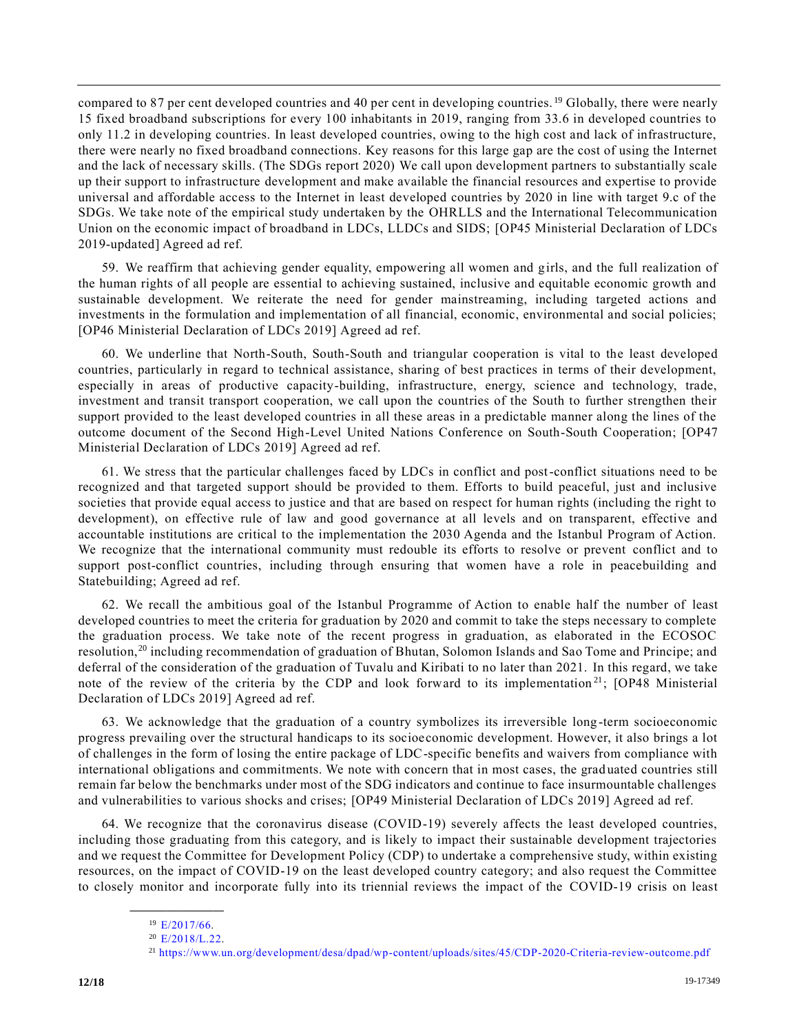compared to 87 per cent developed countries and 40 per cent in developing countries.[19] Globally, there were nearly 15 fixed broadband subscriptions for every 100 inhabitants in 2019, ranging from 33.6 in developed countries to only 11.2 in developing countries. In least developed countries, owing to the high cost and lack of infrastructure, there were nearly no fixed broadband connections. Key reasons for this large gap are the cost of using the Internet and the lack of necessary skills. (The SDGs report 2020) We call upon development partners to substantially scale up their support to infrastructure development and make available the financial resources and expertise to provide universal and affordable access to the Internet in least developed countries by 2020 in line with target 9.c of the SDGs. We take note of the empirical study undertaken by the OHRLLS and the International Telecommunication Union on the economic impact of broadband in LDCs, LLDCs and SIDS; [OP45 Ministerial Declaration of LDCs 2019-updated] Agreed ad ref.

59. We reaffirm that achieving gender equality, empowering all women and girls, and the full realization of the human rights of all people are essential to achieving sustained, inclusive and equitable economic growth and sustainable development. We reiterate the need for gender mainstreaming, including targeted actions and investments in the formulation and implementation of all financial, economic, environmental and social policies; [OP46 Ministerial Declaration of LDCs 2019] Agreed ad ref.

60. We underline that North-South, South-South and triangular cooperation is vital to the least developed countries, particularly in regard to technical assistance, sharing of best practices in terms of their development, especially in areas of productive capacity-building, infrastructure, energy, science and technology, trade, investment and transit transport cooperation, we call upon the countries of the South to further strengthen their support provided to the least developed countries in all these areas in a predictable manner along the lines of the outcome document of the Second High-Level United Nations Conference on South-South Cooperation; [OP47 Ministerial Declaration of LDCs 2019] Agreed ad ref.

61. We stress that the particular challenges faced by LDCs in conflict and post-conflict situations need to be recognized and that targeted support should be provided to them. Efforts to build peaceful, just and inclusive societies that provide equal access to justice and that are based on respect for human rights (including the right to development), on effective rule of law and good governance at all levels and on transparent, effective and accountable institutions are critical to the implementation the 2030 Agenda and the Istanbul Program of Action. We recognize that the international community must redouble its efforts to resolve or prevent conflict and to support post-conflict countries, including through ensuring that women have a role in peacebuilding and Statebuilding; Agreed ad ref.

62. We recall the ambitious goal of the Istanbul Programme of Action to enable half the number of least developed countries to meet the criteria for graduation by 2020 and commit to take the steps necessary to complete the graduation process. We take note of the recent progress in graduation, as elaborated in the ECOSOC resolution,[20] including recommendation of graduation of Bhutan, Solomon Islands and Sao Tome and Principe; and deferral of the consideration of the graduation of Tuvalu and Kiribati to no later than 2021. In this regard, we take note of the review of the criteria by the CDP and look forward to its implementation[21]; [OP48 Ministerial Declaration of LDCs 2019] Agreed ad ref.

63. We acknowledge that the graduation of a country symbolizes its irreversible long-term socioeconomic progress prevailing over the structural handicaps to its socioeconomic development. However, it also brings a lot of challenges in the form of losing the entire package of LDC-specific benefits and waivers from compliance with international obligations and commitments. We note with concern that in most cases, the graduated countries still remain far below the benchmarks under most of the SDG indicators and continue to face insurmountable challenges and vulnerabilities to various shocks and crises; [OP49 Ministerial Declaration of LDCs 2019] Agreed ad ref.

64. We recognize that the coronavirus disease (COVID-19) severely affects the least developed countries, including those graduating from this category, and is likely to impact their sustainable development trajectories and we request the Committee for Development Policy (CDP) to undertake a comprehensive study, within existing resources, on the impact of COVID-19 on the least developed country category; and also request the Committee to closely monitor and incorporate fully into its triennial reviews the impact of the COVID-19 crisis on least

---

[19] E/2017/66.

[20] E/2018/L.22.

[21] https://www.un.org/development/desa/dpad/wp-content/uploads/sites/45/CDP-2020-Criteria-review-outcome.pdf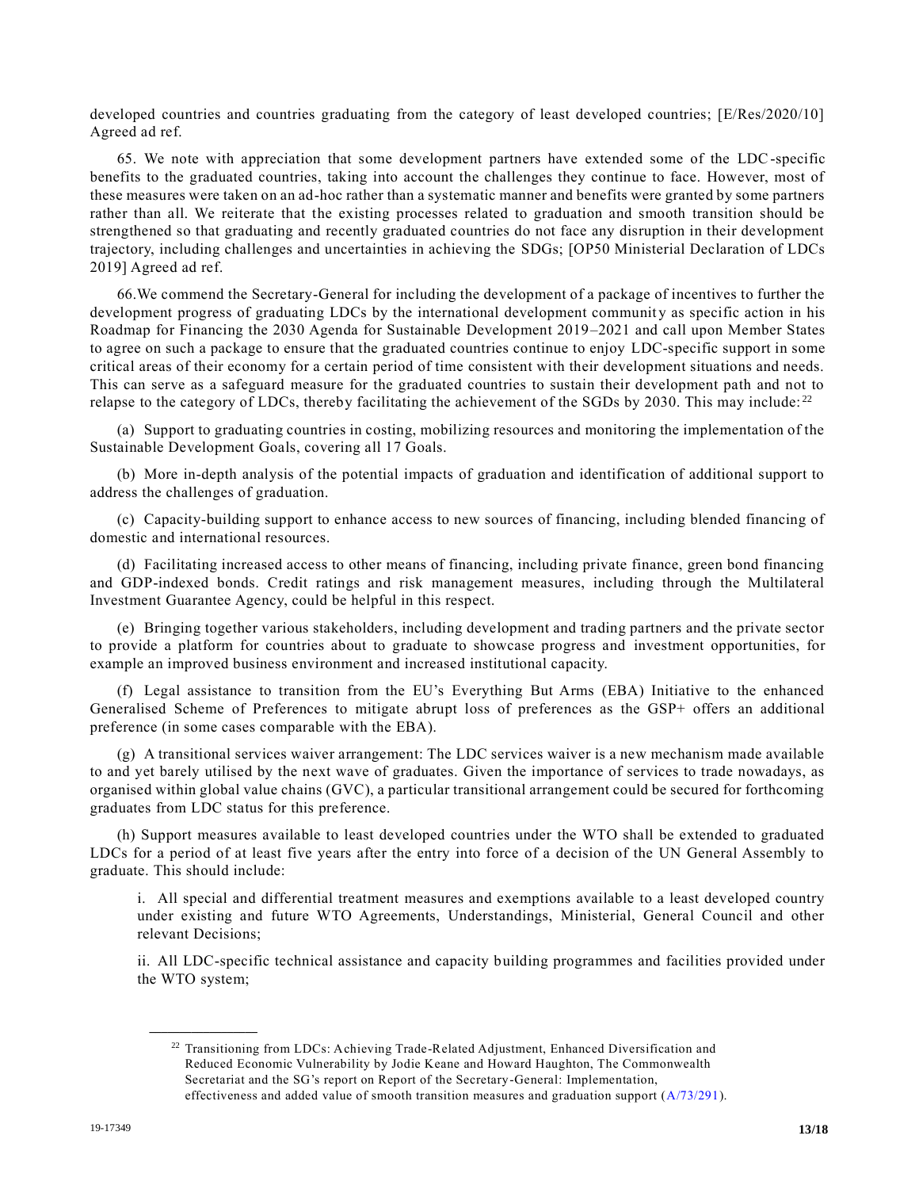developed countries and countries graduating from the category of least developed countries; [E/Res/2020/10] Agreed ad ref.

65. We note with appreciation that some development partners have extended some of the LDC-specific benefits to the graduated countries, taking into account the challenges they continue to face. However, most of these measures were taken on an ad-hoc rather than a systematic manner and benefits were granted by some partners rather than all. We reiterate that the existing processes related to graduation and smooth transition should be strengthened so that graduating and recently graduated countries do not face any disruption in their development trajectory, including challenges and uncertainties in achieving the SDGs; [OP50 Ministerial Declaration of LDCs 2019] Agreed ad ref.

66. We commend the Secretary-General for including the development of a package of incentives to further the development progress of graduating LDCs by the international development community as specific action in his Roadmap for Financing the 2030 Agenda for Sustainable Development 2019–2021 and call upon Member States to agree on such a package to ensure that the graduated countries continue to enjoy LDC-specific support in some critical areas of their economy for a certain period of time consistent with their development situations and needs. This can serve as a safeguard measure for the graduated countries to sustain their development path and not to relapse to the category of LDCs, thereby facilitating the achievement of the SGDs by 2030. This may include:[22]

(a) Support to graduating countries in costing, mobilizing resources and monitoring the implementation of the Sustainable Development Goals, covering all 17 Goals.

(b) More in-depth analysis of the potential impacts of graduation and identification of additional support to address the challenges of graduation.

(c) Capacity-building support to enhance access to new sources of financing, including blended financing of domestic and international resources.

(d) Facilitating increased access to other means of financing, including private finance, green bond financing and GDP-indexed bonds. Credit ratings and risk management measures, including through the Multilateral Investment Guarantee Agency, could be helpful in this respect.

(e) Bringing together various stakeholders, including development and trading partners and the private sector to provide a platform for countries about to graduate to showcase progress and investment opportunities, for example an improved business environment and increased institutional capacity.

(f) Legal assistance to transition from the EU's Everything But Arms (EBA) Initiative to the enhanced Generalised Scheme of Preferences to mitigate abrupt loss of preferences as the GSP+ offers an additional preference (in some cases comparable with the EBA).

(g) A transitional services waiver arrangement: The LDC services waiver is a new mechanism made available to and yet barely utilised by the next wave of graduates. Given the importance of services to trade nowadays, as organised within global value chains (GVC), a particular transitional arrangement could be secured for forthcoming graduates from LDC status for this preference.

(h) Support measures available to least developed countries under the WTO shall be extended to graduated LDCs for a period of at least five years after the entry into force of a decision of the UN General Assembly to graduate. This should include:

i. All special and differential treatment measures and exemptions available to a least developed country under existing and future WTO Agreements, Understandings, Ministerial, General Council and other relevant Decisions;

ii. All LDC-specific technical assistance and capacity building programmes and facilities provided under the WTO system;

---

[22] Transitioning from LDCs: Achieving Trade-Related Adjustment, Enhanced Diversification and Reduced Economic Vulnerability by Jodie Keane and Howard Haughton, The Commonwealth Secretariat and the SG's report on Report of the Secretary-General: Implementation, effectiveness and added value of smooth transition measures and graduation support (A/73/291).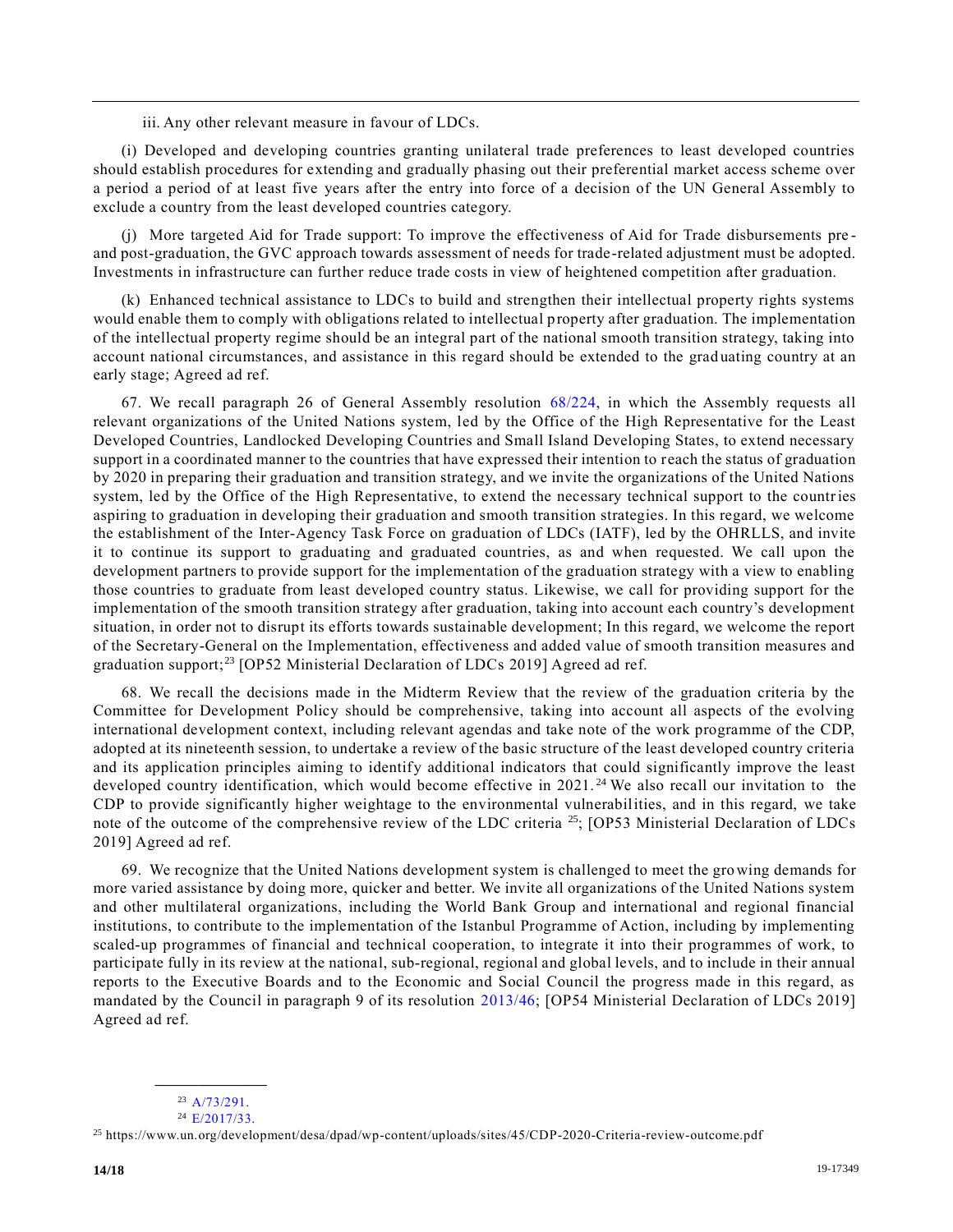iii. Any other relevant measure in favour of LDCs.

(i) Developed and developing countries granting unilateral trade preferences to least developed countries should establish procedures for extending and gradually phasing out their preferential market access scheme over a period a period of at least five years after the entry into force of a decision of the UN General Assembly to exclude a country from the least developed countries category.

(j) More targeted Aid for Trade support: To improve the effectiveness of Aid for Trade disbursements pre-and post-graduation, the GVC approach towards assessment of needs for trade-related adjustment must be adopted. Investments in infrastructure can further reduce trade costs in view of heightened competition after graduation.

(k) Enhanced technical assistance to LDCs to build and strengthen their intellectual property rights systems would enable them to comply with obligations related to intellectual property after graduation. The implementation of the intellectual property regime should be an integral part of the national smooth transition strategy, taking into account national circumstances, and assistance in this regard should be extended to the graduating country at an early stage; Agreed ad ref.

67. We recall paragraph 26 of General Assembly resolution 68/224, in which the Assembly requests all relevant organizations of the United Nations system, led by the Office of the High Representative for the Least Developed Countries, Landlocked Developing Countries and Small Island Developing States, to extend necessary support in a coordinated manner to the countries that have expressed their intention to reach the status of graduation by 2020 in preparing their graduation and transition strategy, and we invite the organizations of the United Nations system, led by the Office of the High Representative, to extend the necessary technical support to the countries aspiring to graduation in developing their graduation and smooth transition strategies. In this regard, we welcome the establishment of the Inter-Agency Task Force on graduation of LDCs (IATF), led by the OHRLLS, and invite it to continue its support to graduating and graduated countries, as and when requested. We call upon the development partners to provide support for the implementation of the graduation strategy with a view to enabling those countries to graduate from least developed country status. Likewise, we call for providing support for the implementation of the smooth transition strategy after graduation, taking into account each country's development situation, in order not to disrupt its efforts towards sustainable development; In this regard, we welcome the report of the Secretary-General on the Implementation, effectiveness and added value of smooth transition measures and graduation support;[23] [OP52 Ministerial Declaration of LDCs 2019] Agreed ad ref.

68. We recall the decisions made in the Midterm Review that the review of the graduation criteria by the Committee for Development Policy should be comprehensive, taking into account all aspects of the evolving international development context, including relevant agendas and take note of the work programme of the CDP, adopted at its nineteenth session, to undertake a review of the basic structure of the least developed country criteria and its application principles aiming to identify additional indicators that could significantly improve the least developed country identification, which would become effective in 2021.[24] We also recall our invitation to the CDP to provide significantly higher weightage to the environmental vulnerabilities, and in this regard, we take note of the outcome of the comprehensive review of the LDC criteria [25]; [OP53 Ministerial Declaration of LDCs 2019] Agreed ad ref.

69. We recognize that the United Nations development system is challenged to meet the growing demands for more varied assistance by doing more, quicker and better. We invite all organizations of the United Nations system and other multilateral organizations, including the World Bank Group and international and regional financial institutions, to contribute to the implementation of the Istanbul Programme of Action, including by implementing scaled-up programmes of financial and technical cooperation, to integrate it into their programmes of work, to participate fully in its review at the national, sub-regional, regional and global levels, and to include in their annual reports to the Executive Boards and to the Economic and Social Council the progress made in this regard, as mandated by the Council in paragraph 9 of its resolution 2013/46; [OP54 Ministerial Declaration of LDCs 2019] Agreed ad ref.

---

[23] A/73/291.

[24] E/2017/33.

[25] https://www.un.org/development/desa/dpad/wp-content/uploads/sites/45/CDP-2020-Criteria-review-outcome.pdf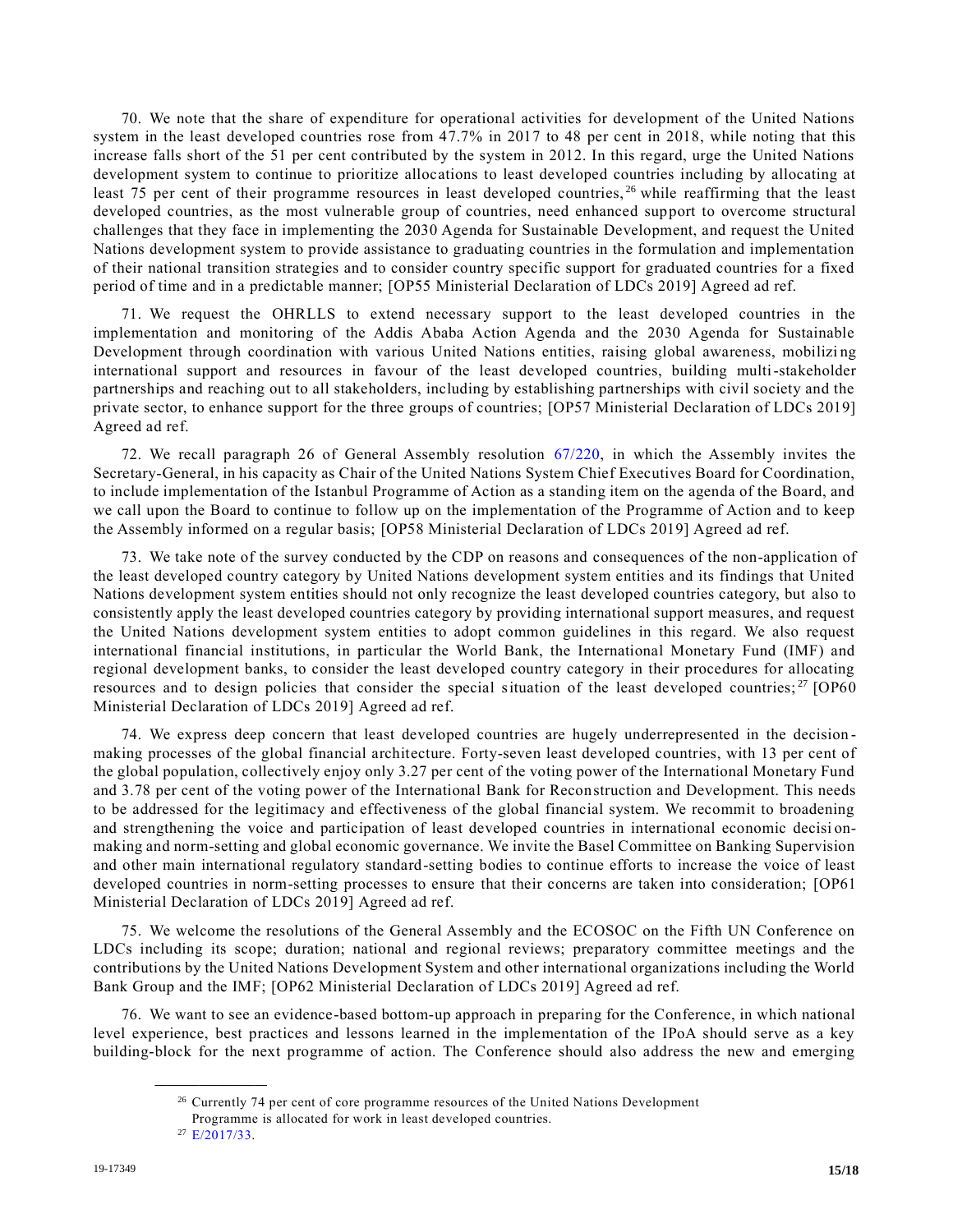70. We note that the share of expenditure for operational activities for development of the United Nations system in the least developed countries rose from 47.7% in 2017 to 48 per cent in 2018, while noting that this increase falls short of the 51 per cent contributed by the system in 2012. In this regard, urge the United Nations development system to continue to prioritize allocations to least developed countries including by allocating at least 75 per cent of their programme resources in least developed countries,[26] while reaffirming that the least developed countries, as the most vulnerable group of countries, need enhanced support to overcome structural challenges that they face in implementing the 2030 Agenda for Sustainable Development, and request the United Nations development system to provide assistance to graduating countries in the formulation and implementation of their national transition strategies and to consider country specific support for graduated countries for a fixed period of time and in a predictable manner; [OP55 Ministerial Declaration of LDCs 2019] Agreed ad ref.

71. We request the OHRLLS to extend necessary support to the least developed countries in the implementation and monitoring of the Addis Ababa Action Agenda and the 2030 Agenda for Sustainable Development through coordination with various United Nations entities, raising global awareness, mobilizing international support and resources in favour of the least developed countries, building multi-stakeholder partnerships and reaching out to all stakeholders, including by establishing partnerships with civil society and the private sector, to enhance support for the three groups of countries; [OP57 Ministerial Declaration of LDCs 2019] Agreed ad ref.

72. We recall paragraph 26 of General Assembly resolution 67/220, in which the Assembly invites the Secretary-General, in his capacity as Chair of the United Nations System Chief Executives Board for Coordination, to include implementation of the Istanbul Programme of Action as a standing item on the agenda of the Board, and we call upon the Board to continue to follow up on the implementation of the Programme of Action and to keep the Assembly informed on a regular basis; [OP58 Ministerial Declaration of LDCs 2019] Agreed ad ref.

73. We take note of the survey conducted by the CDP on reasons and consequences of the non-application of the least developed country category by United Nations development system entities and its findings that United Nations development system entities should not only recognize the least developed countries category, but also to consistently apply the least developed countries category by providing international support measures, and request the United Nations development system entities to adopt common guidelines in this regard. We also request international financial institutions, in particular the World Bank, the International Monetary Fund (IMF) and regional development banks, to consider the least developed country category in their procedures for allocating resources and to design policies that consider the special situation of the least developed countries;[27] [OP60 Ministerial Declaration of LDCs 2019] Agreed ad ref.

74. We express deep concern that least developed countries are hugely underrepresented in the decision-making processes of the global financial architecture. Forty-seven least developed countries, with 13 per cent of the global population, collectively enjoy only 3.27 per cent of the voting power of the International Monetary Fund and 3.78 per cent of the voting power of the International Bank for Reconstruction and Development. This needs to be addressed for the legitimacy and effectiveness of the global financial system. We recommit to broadening and strengthening the voice and participation of least developed countries in international economic decision-making and norm-setting and global economic governance. We invite the Basel Committee on Banking Supervision and other main international regulatory standard-setting bodies to continue efforts to increase the voice of least developed countries in norm-setting processes to ensure that their concerns are taken into consideration; [OP61 Ministerial Declaration of LDCs 2019] Agreed ad ref.

75. We welcome the resolutions of the General Assembly and the ECOSOC on the Fifth UN Conference on LDCs including its scope; duration; national and regional reviews; preparatory committee meetings and the contributions by the United Nations Development System and other international organizations including the World Bank Group and the IMF; [OP62 Ministerial Declaration of LDCs 2019] Agreed ad ref.

76. We want to see an evidence-based bottom-up approach in preparing for the Conference, in which national level experience, best practices and lessons learned in the implementation of the IPoA should serve as a key building-block for the next programme of action. The Conference should also address the new and emerging

---

[26] Currently 74 per cent of core programme resources of the United Nations Development Programme is allocated for work in least developed countries.

[27] E/2017/33.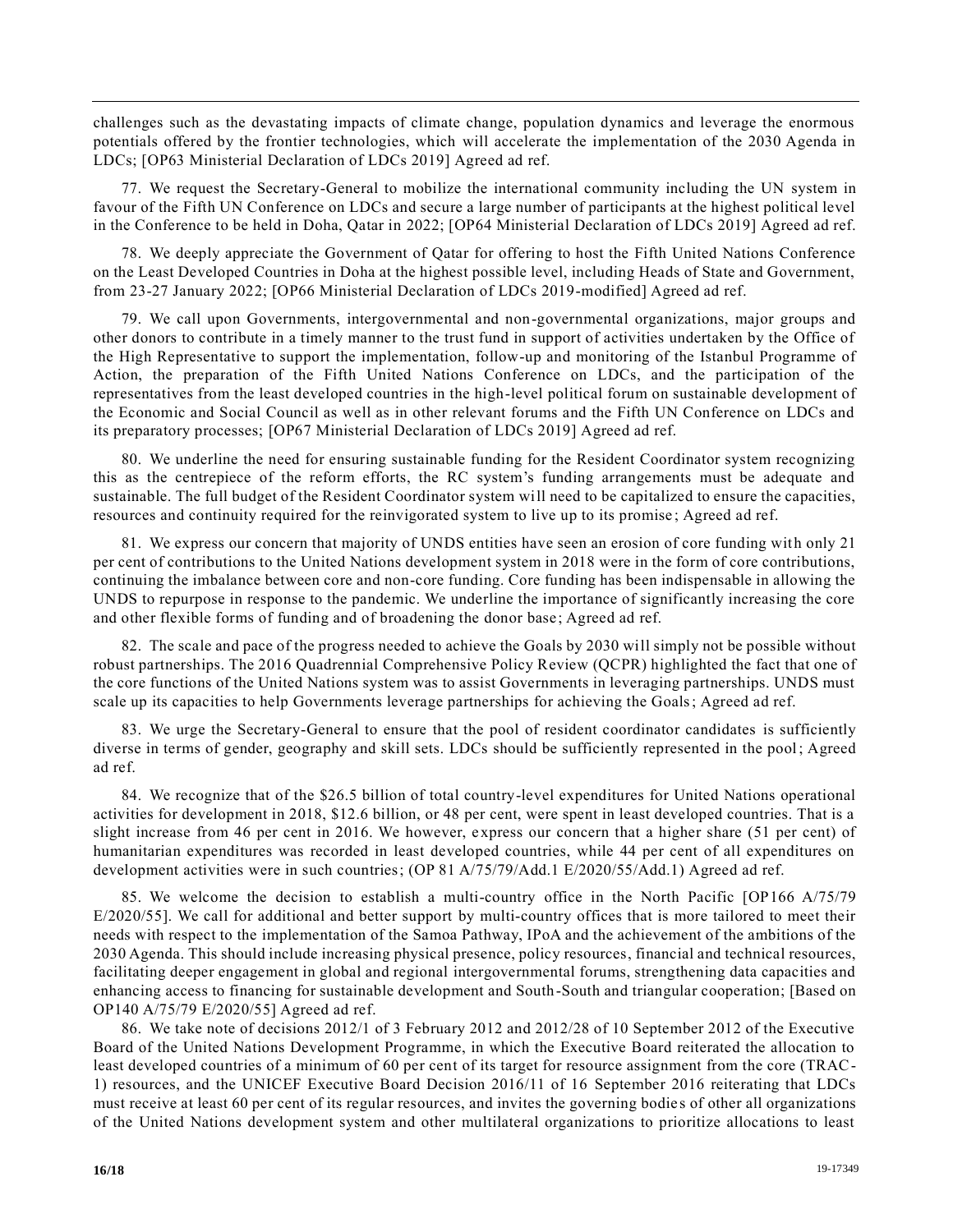challenges such as the devastating impacts of climate change, population dynamics and leverage the enormous potentials offered by the frontier technologies, which will accelerate the implementation of the 2030 Agenda in LDCs; [OP63 Ministerial Declaration of LDCs 2019] Agreed ad ref.

77. We request the Secretary-General to mobilize the international community including the UN system in favour of the Fifth UN Conference on LDCs and secure a large number of participants at the highest political level in the Conference to be held in Doha, Qatar in 2022; [OP64 Ministerial Declaration of LDCs 2019] Agreed ad ref.

78. We deeply appreciate the Government of Qatar for offering to host the Fifth United Nations Conference on the Least Developed Countries in Doha at the highest possible level, including Heads of State and Government, from 23-27 January 2022; [OP66 Ministerial Declaration of LDCs 2019-modified] Agreed ad ref.

79. We call upon Governments, intergovernmental and non-governmental organizations, major groups and other donors to contribute in a timely manner to the trust fund in support of activities undertaken by the Office of the High Representative to support the implementation, follow-up and monitoring of the Istanbul Programme of Action, the preparation of the Fifth United Nations Conference on LDCs, and the participation of the representatives from the least developed countries in the high-level political forum on sustainable development of the Economic and Social Council as well as in other relevant forums and the Fifth UN Conference on LDCs and its preparatory processes; [OP67 Ministerial Declaration of LDCs 2019] Agreed ad ref.

80. We underline the need for ensuring sustainable funding for the Resident Coordinator system recognizing this as the centrepiece of the reform efforts, the RC system's funding arrangements must be adequate and sustainable. The full budget of the Resident Coordinator system will need to be capitalized to ensure the capacities, resources and continuity required for the reinvigorated system to live up to its promise; Agreed ad ref.

81. We express our concern that majority of UNDS entities have seen an erosion of core funding with only 21 per cent of contributions to the United Nations development system in 2018 were in the form of core contributions, continuing the imbalance between core and non-core funding. Core funding has been indispensable in allowing the UNDS to repurpose in response to the pandemic. We underline the importance of significantly increasing the core and other flexible forms of funding and of broadening the donor base; Agreed ad ref.

82. The scale and pace of the progress needed to achieve the Goals by 2030 will simply not be possible without robust partnerships. The 2016 Quadrennial Comprehensive Policy Review (QCPR) highlighted the fact that one of the core functions of the United Nations system was to assist Governments in leveraging partnerships. UNDS must scale up its capacities to help Governments leverage partnerships for achieving the Goals; Agreed ad ref.

83. We urge the Secretary-General to ensure that the pool of resident coordinator candidates is sufficiently diverse in terms of gender, geography and skill sets. LDCs should be sufficiently represented in the pool; Agreed ad ref.

84. We recognize that of the $26.5 billion of total country-level expenditures for United Nations operational activities for development in 2018, $12.6 billion, or 48 per cent, were spent in least developed countries. That is a slight increase from 46 per cent in 2016. We however, express our concern that a higher share (51 per cent) of humanitarian expenditures was recorded in least developed countries, while 44 per cent of all expenditures on development activities were in such countries; (OP 81 A/75/79/Add.1 E/2020/55/Add.1) Agreed ad ref.

85. We welcome the decision to establish a multi-country office in the North Pacific [OP166 A/75/79 E/2020/55]. We call for additional and better support by multi-country offices that is more tailored to meet their needs with respect to the implementation of the Samoa Pathway, IPoA and the achievement of the ambitions of the 2030 Agenda. This should include increasing physical presence, policy resources, financial and technical resources, facilitating deeper engagement in global and regional intergovernmental forums, strengthening data capacities and enhancing access to financing for sustainable development and South-South and triangular cooperation; [Based on OP140 A/75/79 E/2020/55] Agreed ad ref.

86. We take note of decisions 2012/1 of 3 February 2012 and 2012/28 of 10 September 2012 of the Executive Board of the United Nations Development Programme, in which the Executive Board reiterated the allocation to least developed countries of a minimum of 60 per cent of its target for resource assignment from the core (TRAC-1) resources, and the UNICEF Executive Board Decision 2016/11 of 16 September 2016 reiterating that LDCs must receive at least 60 per cent of its regular resources, and invites the governing bodies of other all organizations of the United Nations development system and other multilateral organizations to prioritize allocations to least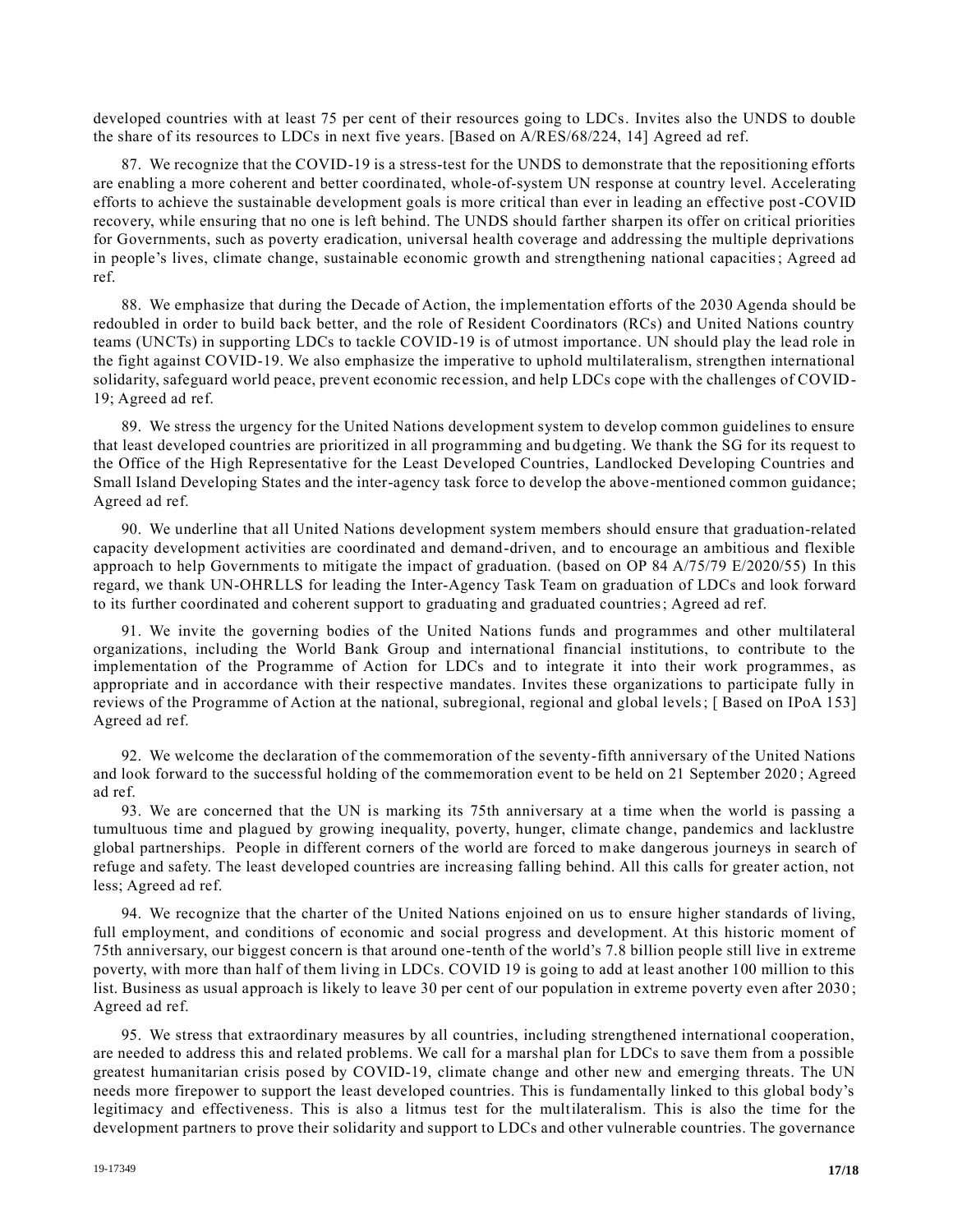developed countries with at least 75 per cent of their resources going to LDCs. Invites also the UNDS to double the share of its resources to LDCs in next five years. [Based on A/RES/68/224, 14] Agreed ad ref.

87. We recognize that the COVID-19 is a stress-test for the UNDS to demonstrate that the repositioning efforts are enabling a more coherent and better coordinated, whole-of-system UN response at country level. Accelerating efforts to achieve the sustainable development goals is more critical than ever in leading an effective post-COVID recovery, while ensuring that no one is left behind. The UNDS should farther sharpen its offer on critical priorities for Governments, such as poverty eradication, universal health coverage and addressing the multiple deprivations in people's lives, climate change, sustainable economic growth and strengthening national capacities; Agreed ad ref.

88. We emphasize that during the Decade of Action, the implementation efforts of the 2030 Agenda should be redoubled in order to build back better, and the role of Resident Coordinators (RCs) and United Nations country teams (UNCTs) in supporting LDCs to tackle COVID-19 is of utmost importance. UN should play the lead role in the fight against COVID-19. We also emphasize the imperative to uphold multilateralism, strengthen international solidarity, safeguard world peace, prevent economic recession, and help LDCs cope with the challenges of COVID-19; Agreed ad ref.

89. We stress the urgency for the United Nations development system to develop common guidelines to ensure that least developed countries are prioritized in all programming and budgeting. We thank the SG for its request to the Office of the High Representative for the Least Developed Countries, Landlocked Developing Countries and Small Island Developing States and the inter-agency task force to develop the above-mentioned common guidance; Agreed ad ref.

90. We underline that all United Nations development system members should ensure that graduation-related capacity development activities are coordinated and demand-driven, and to encourage an ambitious and flexible approach to help Governments to mitigate the impact of graduation. (based on OP 84 A/75/79 E/2020/55) In this regard, we thank UN-OHRLLS for leading the Inter-Agency Task Team on graduation of LDCs and look forward to its further coordinated and coherent support to graduating and graduated countries; Agreed ad ref.

91. We invite the governing bodies of the United Nations funds and programmes and other multilateral organizations, including the World Bank Group and international financial institutions, to contribute to the implementation of the Programme of Action for LDCs and to integrate it into their work programmes, as appropriate and in accordance with their respective mandates. Invites these organizations to participate fully in reviews of the Programme of Action at the national, subregional, regional and global levels; [ Based on IPoA 153] Agreed ad ref.

92. We welcome the declaration of the commemoration of the seventy-fifth anniversary of the United Nations and look forward to the successful holding of the commemoration event to be held on 21 September 2020; Agreed ad ref.

93. We are concerned that the UN is marking its 75th anniversary at a time when the world is passing a tumultuous time and plagued by growing inequality, poverty, hunger, climate change, pandemics and lacklustre global partnerships. People in different corners of the world are forced to make dangerous journeys in search of refuge and safety. The least developed countries are increasing falling behind. All this calls for greater action, not less; Agreed ad ref.

94. We recognize that the charter of the United Nations enjoined on us to ensure higher standards of living, full employment, and conditions of economic and social progress and development. At this historic moment of 75th anniversary, our biggest concern is that around one-tenth of the world's 7.8 billion people still live in extreme poverty, with more than half of them living in LDCs. COVID 19 is going to add at least another 100 million to this list. Business as usual approach is likely to leave 30 per cent of our population in extreme poverty even after 2030; Agreed ad ref.

95. We stress that extraordinary measures by all countries, including strengthened international cooperation, are needed to address this and related problems. We call for a marshal plan for LDCs to save them from a possible greatest humanitarian crisis posed by COVID-19, climate change and other new and emerging threats. The UN needs more firepower to support the least developed countries. This is fundamentally linked to this global body's legitimacy and effectiveness. This is also a litmus test for the multilateralism. This is also the time for the development partners to prove their solidarity and support to LDCs and other vulnerable countries. The governance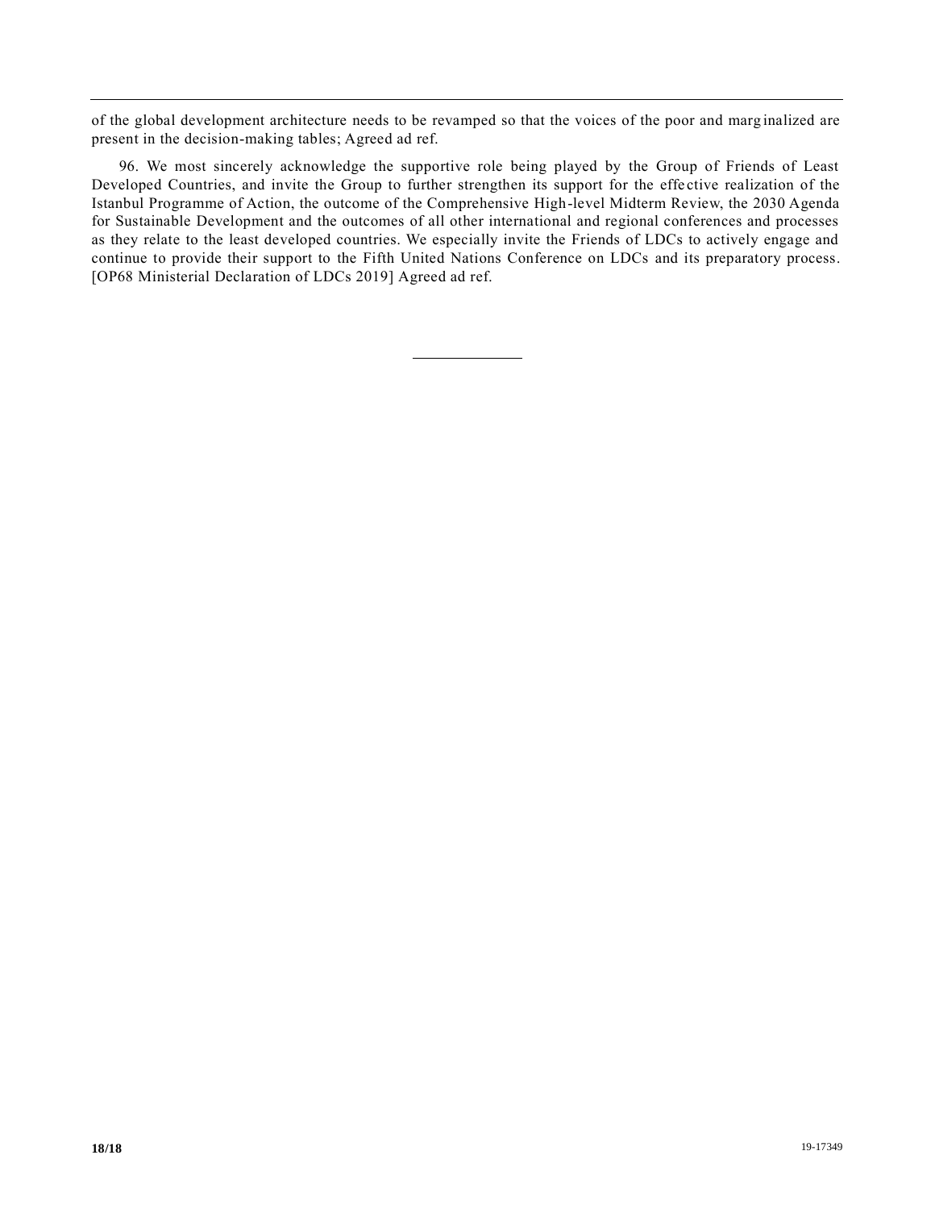of the global development architecture needs to be revamped so that the voices of the poor and marginalized are present in the decision-making tables; Agreed ad ref.

96. We most sincerely acknowledge the supportive role being played by the Group of Friends of Least Developed Countries, and invite the Group to further strengthen its support for the effective realization of the Istanbul Programme of Action, the outcome of the Comprehensive High-level Midterm Review, the 2030 Agenda for Sustainable Development and the outcomes of all other international and regional conferences and processes as they relate to the least developed countries. We especially invite the Friends of LDCs to actively engage and continue to provide their support to the Fifth United Nations Conference on LDCs and its preparatory process. [OP68 Ministerial Declaration of LDCs 2019] Agreed ad ref.